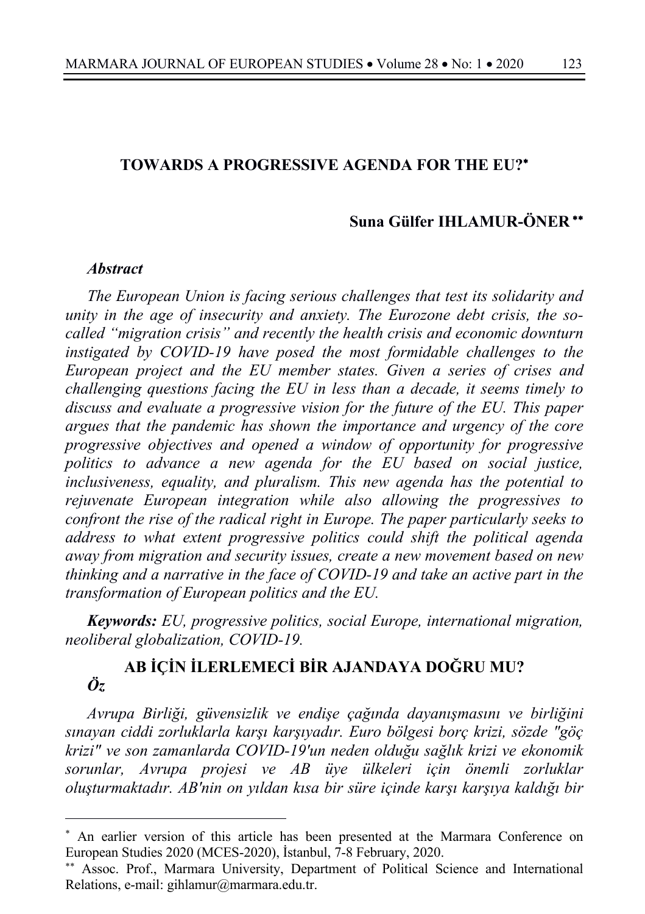# TOWARDS A PROGRESSIVE AGENDA FOR THE EU?*

**Suna Gülfer IHLAMUR-ÖNER****

***Abstract***

*The European Union is facing serious challenges that test its solidarity and unity in the age of insecurity and anxiety. The Eurozone debt crisis, the so-called "migration crisis" and recently the health crisis and economic downturn instigated by COVID-19 have posed the most formidable challenges to the European project and the EU member states. Given a series of crises and challenging questions facing the EU in less than a decade, it seems timely to discuss and evaluate a progressive vision for the future of the EU. This paper argues that the pandemic has shown the importance and urgency of the core progressive objectives and opened a window of opportunity for progressive politics to advance a new agenda for the EU based on social justice, inclusiveness, equality, and pluralism. This new agenda has the potential to rejuvenate European integration while also allowing the progressives to confront the rise of the radical right in Europe. The paper particularly seeks to address to what extent progressive politics could shift the political agenda away from migration and security issues, create a new movement based on new thinking and a narrative in the face of COVID-19 and take an active part in the transformation of European politics and the EU.*

***Keywords:*** *EU, progressive politics, social Europe, international migration, neoliberal globalization, COVID-19.*

## AB İÇİN İLERLEMECİ BİR AJANDAYA DOĞRU MU?

***Öz***

*Avrupa Birliği, güvensizlik ve endişe çağında dayanışmasını ve birliğini sınayan ciddi zorluklarla karşı karşıyadır. Euro bölgesi borç krizi, sözde "göç krizi" ve son zamanlarda COVID-19'un neden olduğu sağlık krizi ve ekonomik sorunlar, Avrupa projesi ve AB üye ülkeleri için önemli zorluklar oluşturmaktadır. AB'nin on yıldan kısa bir süre içinde karşı karşıya kaldığı bir*

---

\* An earlier version of this article has been presented at the Marmara Conference on European Studies 2020 (MCES-2020), İstanbul, 7-8 February, 2020.

\*\* Assoc. Prof., Marmara University, Department of Political Science and International Relations, e-mail: gihlamur@marmara.edu.tr.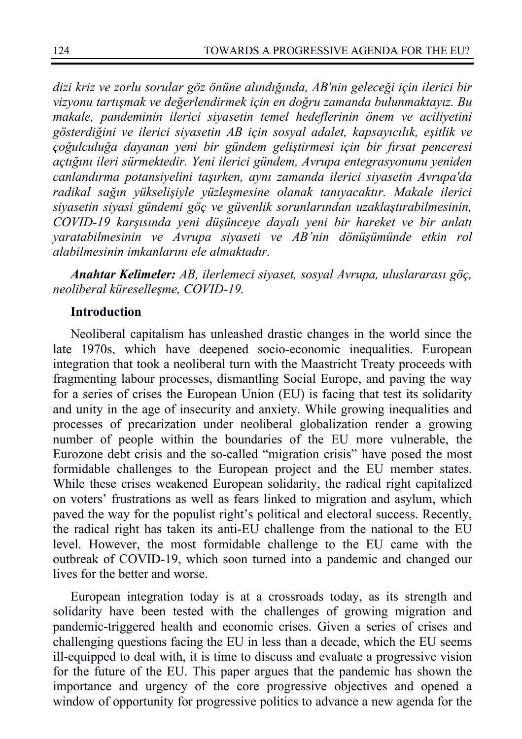*dizi kriz ve zorlu sorular göz önüne alındığında, AB'nin geleceği için ilerici bir vizyonu tartışmak ve değerlendirmek için en doğru zamanda bulunmaktayız. Bu makale, pandeminin ilerici siyasetin temel hedeflerinin önem ve aciliyetini gösterdiğini ve ilerici siyasetin AB için sosyal adalet, kapsayıcılık, eşitlik ve çoğulculuğa dayanan yeni bir gündem geliştirmesi için bir fırsat penceresi açtığını ileri sürmektedir. Yeni ilerici gündem, Avrupa entegrasyonunu yeniden canlandırma potansiyelini taşırken, aynı zamanda ilerici siyasetin Avrupa'da radikal sağın yükselişiyle yüzleşmesine olanak tanıyacaktır. Makale ilerici siyasetin siyasi gündemi göç ve güvenlik sorunlarından uzaklaştırabilmesinin, COVID-19 karşısında yeni düşünceye dayalı yeni bir hareket ve bir anlatı yaratabilmesinin ve Avrupa siyaseti ve AB'nin dönüşümünde etkin rol alabilmesinin imkanlarını ele almaktadır.*

***Anahtar Kelimeler:*** *AB, ilerlemeci siyaset, sosyal Avrupa, uluslararası göç, neoliberal küreselleşme, COVID-19.*

## Introduction

Neoliberal capitalism has unleashed drastic changes in the world since the late 1970s, which have deepened socio-economic inequalities. European integration that took a neoliberal turn with the Maastricht Treaty proceeds with fragmenting labour processes, dismantling Social Europe, and paving the way for a series of crises the European Union (EU) is facing that test its solidarity and unity in the age of insecurity and anxiety. While growing inequalities and processes of precarization under neoliberal globalization render a growing number of people within the boundaries of the EU more vulnerable, the Eurozone debt crisis and the so-called "migration crisis" have posed the most formidable challenges to the European project and the EU member states. While these crises weakened European solidarity, the radical right capitalized on voters' frustrations as well as fears linked to migration and asylum, which paved the way for the populist right's political and electoral success. Recently, the radical right has taken its anti-EU challenge from the national to the EU level. However, the most formidable challenge to the EU came with the outbreak of COVID-19, which soon turned into a pandemic and changed our lives for the better and worse.

European integration today is at a crossroads today, as its strength and solidarity have been tested with the challenges of growing migration and pandemic-triggered health and economic crises. Given a series of crises and challenging questions facing the EU in less than a decade, which the EU seems ill-equipped to deal with, it is time to discuss and evaluate a progressive vision for the future of the EU. This paper argues that the pandemic has shown the importance and urgency of the core progressive objectives and opened a window of opportunity for progressive politics to advance a new agenda for the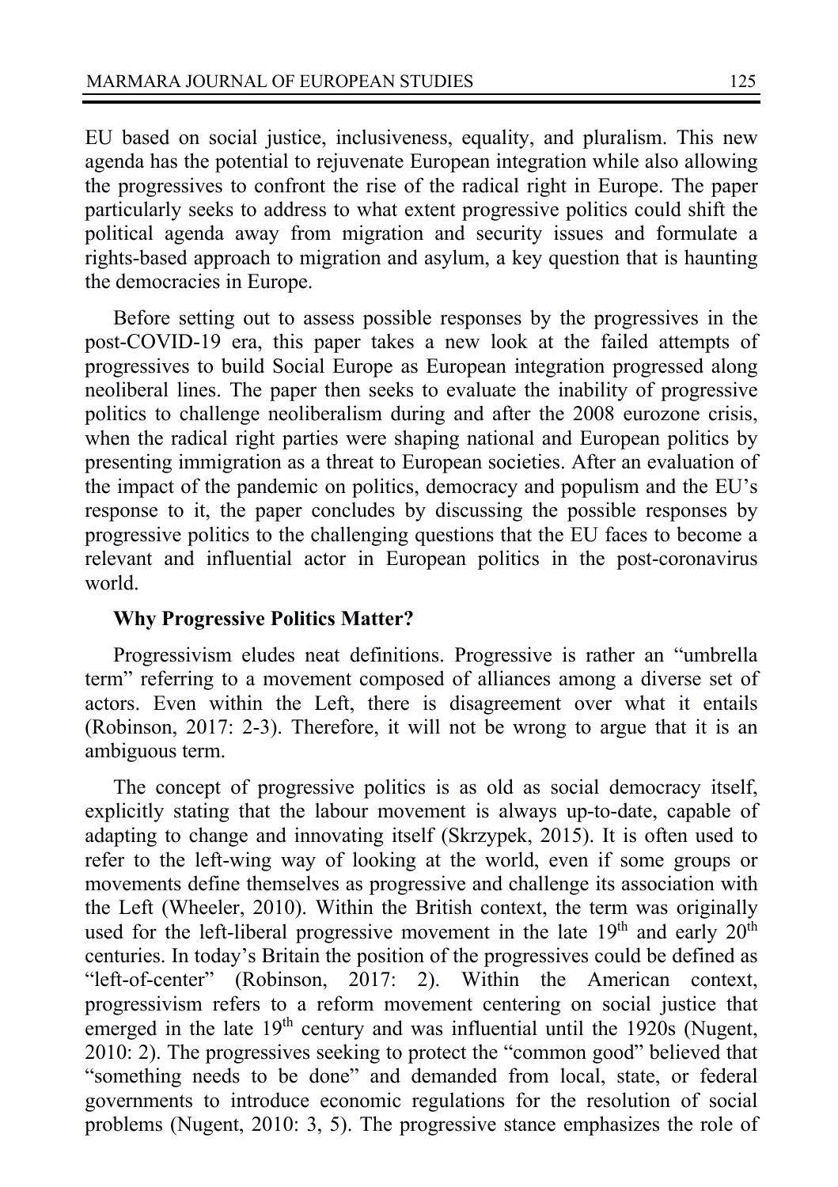EU based on social justice, inclusiveness, equality, and pluralism. This new agenda has the potential to rejuvenate European integration while also allowing the progressives to confront the rise of the radical right in Europe. The paper particularly seeks to address to what extent progressive politics could shift the political agenda away from migration and security issues and formulate a rights-based approach to migration and asylum, a key question that is haunting the democracies in Europe.

Before setting out to assess possible responses by the progressives in the post-COVID-19 era, this paper takes a new look at the failed attempts of progressives to build Social Europe as European integration progressed along neoliberal lines. The paper then seeks to evaluate the inability of progressive politics to challenge neoliberalism during and after the 2008 eurozone crisis, when the radical right parties were shaping national and European politics by presenting immigration as a threat to European societies. After an evaluation of the impact of the pandemic on politics, democracy and populism and the EU's response to it, the paper concludes by discussing the possible responses by progressive politics to the challenging questions that the EU faces to become a relevant and influential actor in European politics in the post-coronavirus world.

## Why Progressive Politics Matter?

Progressivism eludes neat definitions. Progressive is rather an "umbrella term" referring to a movement composed of alliances among a diverse set of actors. Even within the Left, there is disagreement over what it entails (Robinson, 2017: 2-3). Therefore, it will not be wrong to argue that it is an ambiguous term.

The concept of progressive politics is as old as social democracy itself, explicitly stating that the labour movement is always up-to-date, capable of adapting to change and innovating itself (Skrzypek, 2015). It is often used to refer to the left-wing way of looking at the world, even if some groups or movements define themselves as progressive and challenge its association with the Left (Wheeler, 2010). Within the British context, the term was originally used for the left-liberal progressive movement in the late 19th and early 20th centuries. In today's Britain the position of the progressives could be defined as "left-of-center" (Robinson, 2017: 2). Within the American context, progressivism refers to a reform movement centering on social justice that emerged in the late 19th century and was influential until the 1920s (Nugent, 2010: 2). The progressives seeking to protect the "common good" believed that "something needs to be done" and demanded from local, state, or federal governments to introduce economic regulations for the resolution of social problems (Nugent, 2010: 3, 5). The progressive stance emphasizes the role of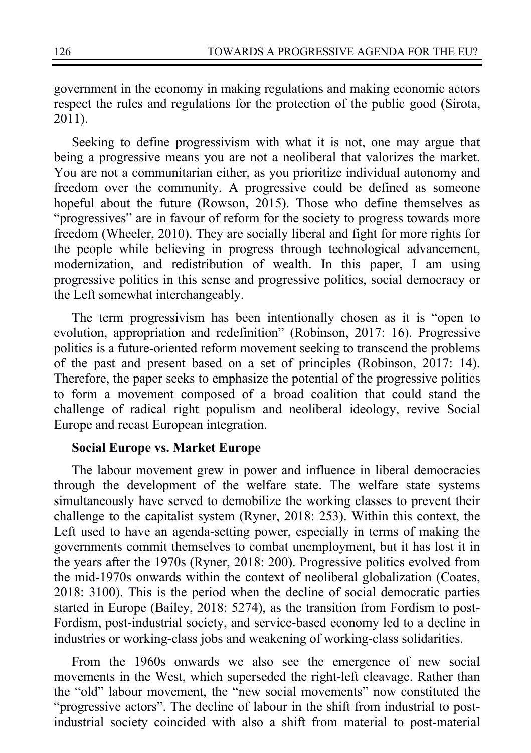government in the economy in making regulations and making economic actors respect the rules and regulations for the protection of the public good (Sirota, 2011).

Seeking to define progressivism with what it is not, one may argue that being a progressive means you are not a neoliberal that valorizes the market. You are not a communitarian either, as you prioritize individual autonomy and freedom over the community. A progressive could be defined as someone hopeful about the future (Rowson, 2015). Those who define themselves as "progressives" are in favour of reform for the society to progress towards more freedom (Wheeler, 2010). They are socially liberal and fight for more rights for the people while believing in progress through technological advancement, modernization, and redistribution of wealth. In this paper, I am using progressive politics in this sense and progressive politics, social democracy or the Left somewhat interchangeably.

The term progressivism has been intentionally chosen as it is "open to evolution, appropriation and redefinition" (Robinson, 2017: 16). Progressive politics is a future-oriented reform movement seeking to transcend the problems of the past and present based on a set of principles (Robinson, 2017: 14). Therefore, the paper seeks to emphasize the potential of the progressive politics to form a movement composed of a broad coalition that could stand the challenge of radical right populism and neoliberal ideology, revive Social Europe and recast European integration.

**Social Europe vs. Market Europe**

The labour movement grew in power and influence in liberal democracies through the development of the welfare state. The welfare state systems simultaneously have served to demobilize the working classes to prevent their challenge to the capitalist system (Ryner, 2018: 253). Within this context, the Left used to have an agenda-setting power, especially in terms of making the governments commit themselves to combat unemployment, but it has lost it in the years after the 1970s (Ryner, 2018: 200). Progressive politics evolved from the mid-1970s onwards within the context of neoliberal globalization (Coates, 2018: 3100). This is the period when the decline of social democratic parties started in Europe (Bailey, 2018: 5274), as the transition from Fordism to post-Fordism, post-industrial society, and service-based economy led to a decline in industries or working-class jobs and weakening of working-class solidarities.

From the 1960s onwards we also see the emergence of new social movements in the West, which superseded the right-left cleavage. Rather than the "old" labour movement, the "new social movements" now constituted the "progressive actors". The decline of labour in the shift from industrial to post-industrial society coincided with also a shift from material to post-material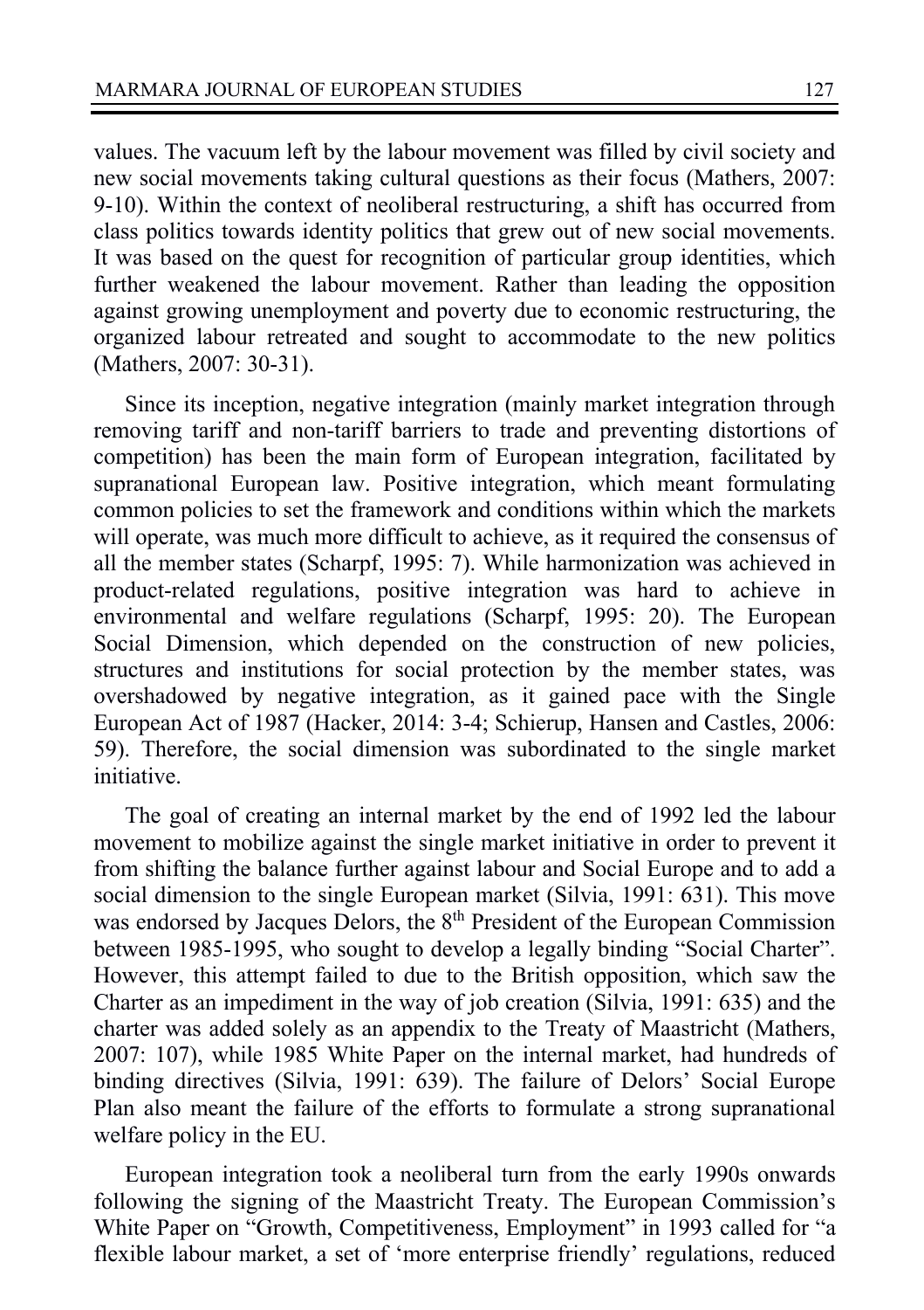values. The vacuum left by the labour movement was filled by civil society and new social movements taking cultural questions as their focus (Mathers, 2007: 9-10). Within the context of neoliberal restructuring, a shift has occurred from class politics towards identity politics that grew out of new social movements. It was based on the quest for recognition of particular group identities, which further weakened the labour movement. Rather than leading the opposition against growing unemployment and poverty due to economic restructuring, the organized labour retreated and sought to accommodate to the new politics (Mathers, 2007: 30-31).

Since its inception, negative integration (mainly market integration through removing tariff and non-tariff barriers to trade and preventing distortions of competition) has been the main form of European integration, facilitated by supranational European law. Positive integration, which meant formulating common policies to set the framework and conditions within which the markets will operate, was much more difficult to achieve, as it required the consensus of all the member states (Scharpf, 1995: 7). While harmonization was achieved in product-related regulations, positive integration was hard to achieve in environmental and welfare regulations (Scharpf, 1995: 20). The European Social Dimension, which depended on the construction of new policies, structures and institutions for social protection by the member states, was overshadowed by negative integration, as it gained pace with the Single European Act of 1987 (Hacker, 2014: 3-4; Schierup, Hansen and Castles, 2006: 59). Therefore, the social dimension was subordinated to the single market initiative.

The goal of creating an internal market by the end of 1992 led the labour movement to mobilize against the single market initiative in order to prevent it from shifting the balance further against labour and Social Europe and to add a social dimension to the single European market (Silvia, 1991: 631). This move was endorsed by Jacques Delors, the 8th President of the European Commission between 1985-1995, who sought to develop a legally binding "Social Charter". However, this attempt failed to due to the British opposition, which saw the Charter as an impediment in the way of job creation (Silvia, 1991: 635) and the charter was added solely as an appendix to the Treaty of Maastricht (Mathers, 2007: 107), while 1985 White Paper on the internal market, had hundreds of binding directives (Silvia, 1991: 639). The failure of Delors' Social Europe Plan also meant the failure of the efforts to formulate a strong supranational welfare policy in the EU.

European integration took a neoliberal turn from the early 1990s onwards following the signing of the Maastricht Treaty. The European Commission's White Paper on "Growth, Competitiveness, Employment" in 1993 called for "a flexible labour market, a set of 'more enterprise friendly' regulations, reduced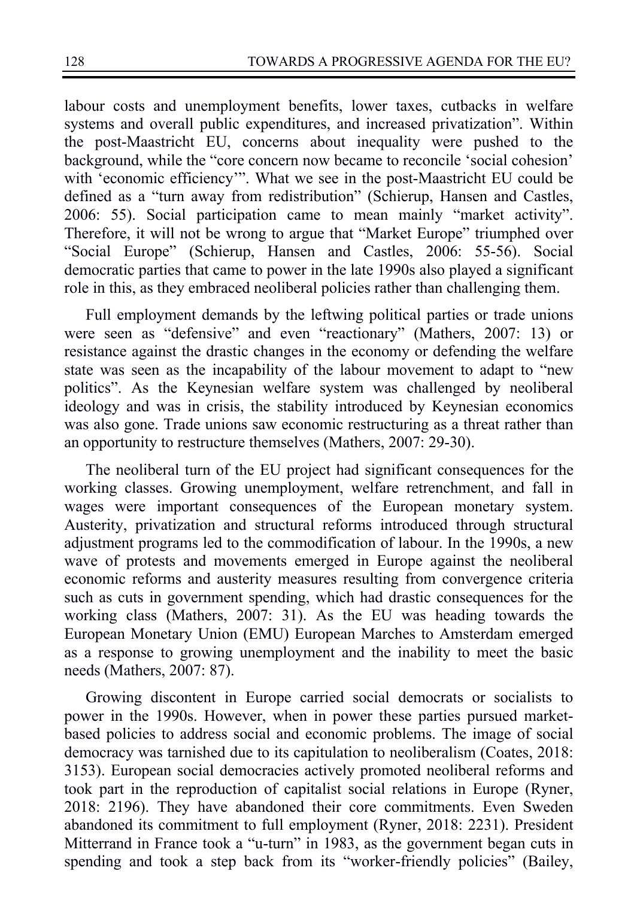labour costs and unemployment benefits, lower taxes, cutbacks in welfare systems and overall public expenditures, and increased privatization". Within the post-Maastricht EU, concerns about inequality were pushed to the background, while the "core concern now became to reconcile 'social cohesion' with 'economic efficiency'". What we see in the post-Maastricht EU could be defined as a "turn away from redistribution" (Schierup, Hansen and Castles, 2006: 55). Social participation came to mean mainly "market activity". Therefore, it will not be wrong to argue that "Market Europe" triumphed over "Social Europe" (Schierup, Hansen and Castles, 2006: 55-56). Social democratic parties that came to power in the late 1990s also played a significant role in this, as they embraced neoliberal policies rather than challenging them.

Full employment demands by the leftwing political parties or trade unions were seen as "defensive" and even "reactionary" (Mathers, 2007: 13) or resistance against the drastic changes in the economy or defending the welfare state was seen as the incapability of the labour movement to adapt to "new politics". As the Keynesian welfare system was challenged by neoliberal ideology and was in crisis, the stability introduced by Keynesian economics was also gone. Trade unions saw economic restructuring as a threat rather than an opportunity to restructure themselves (Mathers, 2007: 29-30).

The neoliberal turn of the EU project had significant consequences for the working classes. Growing unemployment, welfare retrenchment, and fall in wages were important consequences of the European monetary system. Austerity, privatization and structural reforms introduced through structural adjustment programs led to the commodification of labour. In the 1990s, a new wave of protests and movements emerged in Europe against the neoliberal economic reforms and austerity measures resulting from convergence criteria such as cuts in government spending, which had drastic consequences for the working class (Mathers, 2007: 31). As the EU was heading towards the European Monetary Union (EMU) European Marches to Amsterdam emerged as a response to growing unemployment and the inability to meet the basic needs (Mathers, 2007: 87).

Growing discontent in Europe carried social democrats or socialists to power in the 1990s. However, when in power these parties pursued market-based policies to address social and economic problems. The image of social democracy was tarnished due to its capitulation to neoliberalism (Coates, 2018: 3153). European social democracies actively promoted neoliberal reforms and took part in the reproduction of capitalist social relations in Europe (Ryner, 2018: 2196). They have abandoned their core commitments. Even Sweden abandoned its commitment to full employment (Ryner, 2018: 2231). President Mitterrand in France took a "u-turn" in 1983, as the government began cuts in spending and took a step back from its "worker-friendly policies" (Bailey,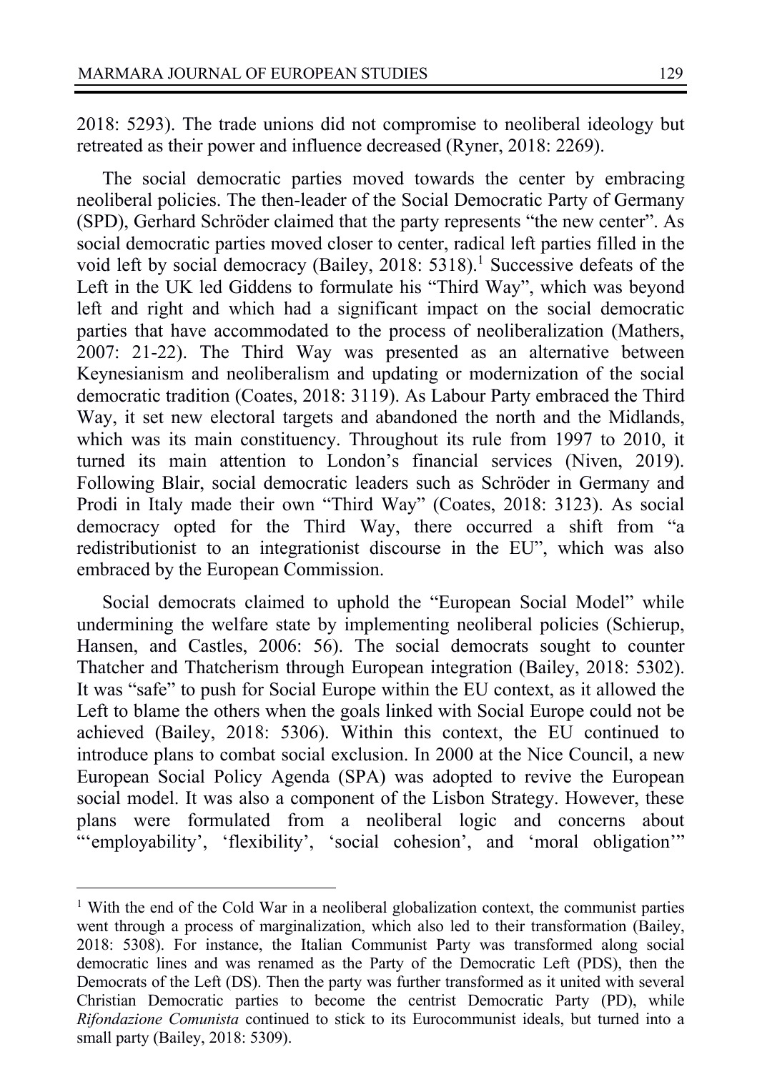2018: 5293). The trade unions did not compromise to neoliberal ideology but retreated as their power and influence decreased (Ryner, 2018: 2269).

The social democratic parties moved towards the center by embracing neoliberal policies. The then-leader of the Social Democratic Party of Germany (SPD), Gerhard Schröder claimed that the party represents "the new center". As social democratic parties moved closer to center, radical left parties filled in the void left by social democracy (Bailey, 2018: 5318).[1] Successive defeats of the Left in the UK led Giddens to formulate his "Third Way", which was beyond left and right and which had a significant impact on the social democratic parties that have accommodated to the process of neoliberalization (Mathers, 2007: 21-22). The Third Way was presented as an alternative between Keynesianism and neoliberalism and updating or modernization of the social democratic tradition (Coates, 2018: 3119). As Labour Party embraced the Third Way, it set new electoral targets and abandoned the north and the Midlands, which was its main constituency. Throughout its rule from 1997 to 2010, it turned its main attention to London's financial services (Niven, 2019). Following Blair, social democratic leaders such as Schröder in Germany and Prodi in Italy made their own "Third Way" (Coates, 2018: 3123). As social democracy opted for the Third Way, there occurred a shift from "a redistributionist to an integrationist discourse in the EU", which was also embraced by the European Commission.

Social democrats claimed to uphold the "European Social Model" while undermining the welfare state by implementing neoliberal policies (Schierup, Hansen, and Castles, 2006: 56). The social democrats sought to counter Thatcher and Thatcherism through European integration (Bailey, 2018: 5302). It was "safe" to push for Social Europe within the EU context, as it allowed the Left to blame the others when the goals linked with Social Europe could not be achieved (Bailey, 2018: 5306). Within this context, the EU continued to introduce plans to combat social exclusion. In 2000 at the Nice Council, a new European Social Policy Agenda (SPA) was adopted to revive the European social model. It was also a component of the Lisbon Strategy. However, these plans were formulated from a neoliberal logic and concerns about "'employability', 'flexibility', 'social cohesion', and 'moral obligation'"

---

[1] With the end of the Cold War in a neoliberal globalization context, the communist parties went through a process of marginalization, which also led to their transformation (Bailey, 2018: 5308). For instance, the Italian Communist Party was transformed along social democratic lines and was renamed as the Party of the Democratic Left (PDS), then the Democrats of the Left (DS). Then the party was further transformed as it united with several Christian Democratic parties to become the centrist Democratic Party (PD), while *Rifondazione Comunista* continued to stick to its Eurocommunist ideals, but turned into a small party (Bailey, 2018: 5309).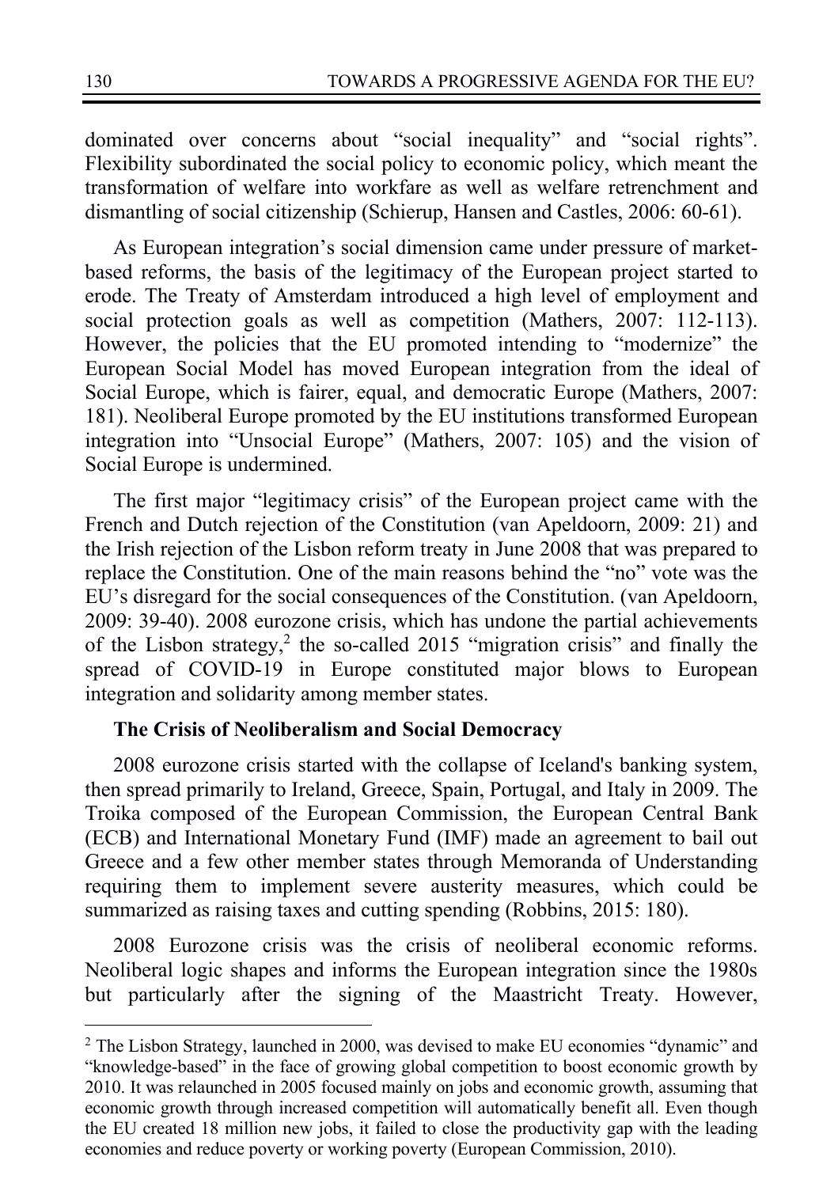dominated over concerns about "social inequality" and "social rights". Flexibility subordinated the social policy to economic policy, which meant the transformation of welfare into workfare as well as welfare retrenchment and dismantling of social citizenship (Schierup, Hansen and Castles, 2006: 60-61).

As European integration's social dimension came under pressure of market-based reforms, the basis of the legitimacy of the European project started to erode. The Treaty of Amsterdam introduced a high level of employment and social protection goals as well as competition (Mathers, 2007: 112-113). However, the policies that the EU promoted intending to "modernize" the European Social Model has moved European integration from the ideal of Social Europe, which is fairer, equal, and democratic Europe (Mathers, 2007: 181). Neoliberal Europe promoted by the EU institutions transformed European integration into "Unsocial Europe" (Mathers, 2007: 105) and the vision of Social Europe is undermined.

The first major "legitimacy crisis" of the European project came with the French and Dutch rejection of the Constitution (van Apeldoorn, 2009: 21) and the Irish rejection of the Lisbon reform treaty in June 2008 that was prepared to replace the Constitution. One of the main reasons behind the "no" vote was the EU's disregard for the social consequences of the Constitution. (van Apeldoorn, 2009: 39-40). 2008 eurozone crisis, which has undone the partial achievements of the Lisbon strategy,[2] the so-called 2015 "migration crisis" and finally the spread of COVID-19 in Europe constituted major blows to European integration and solidarity among member states.

**The Crisis of Neoliberalism and Social Democracy**

2008 eurozone crisis started with the collapse of Iceland's banking system, then spread primarily to Ireland, Greece, Spain, Portugal, and Italy in 2009. The Troika composed of the European Commission, the European Central Bank (ECB) and International Monetary Fund (IMF) made an agreement to bail out Greece and a few other member states through Memoranda of Understanding requiring them to implement severe austerity measures, which could be summarized as raising taxes and cutting spending (Robbins, 2015: 180).

2008 Eurozone crisis was the crisis of neoliberal economic reforms. Neoliberal logic shapes and informs the European integration since the 1980s but particularly after the signing of the Maastricht Treaty. However,

---

[2] The Lisbon Strategy, launched in 2000, was devised to make EU economies "dynamic" and "knowledge-based" in the face of growing global competition to boost economic growth by 2010. It was relaunched in 2005 focused mainly on jobs and economic growth, assuming that economic growth through increased competition will automatically benefit all. Even though the EU created 18 million new jobs, it failed to close the productivity gap with the leading economies and reduce poverty or working poverty (European Commission, 2010).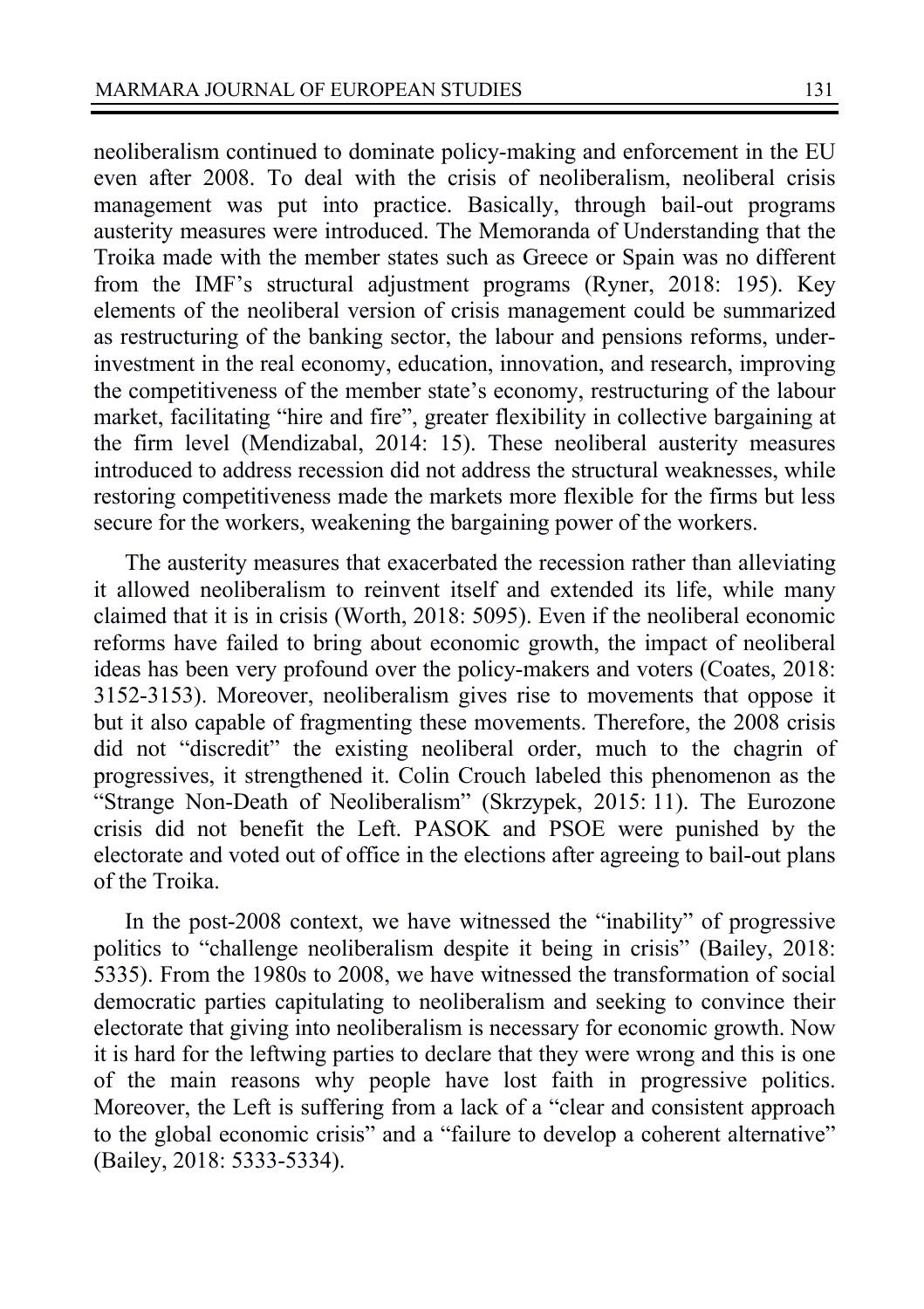neoliberalism continued to dominate policy-making and enforcement in the EU even after 2008. To deal with the crisis of neoliberalism, neoliberal crisis management was put into practice. Basically, through bail-out programs austerity measures were introduced. The Memoranda of Understanding that the Troika made with the member states such as Greece or Spain was no different from the IMF's structural adjustment programs (Ryner, 2018: 195). Key elements of the neoliberal version of crisis management could be summarized as restructuring of the banking sector, the labour and pensions reforms, under-investment in the real economy, education, innovation, and research, improving the competitiveness of the member state's economy, restructuring of the labour market, facilitating "hire and fire", greater flexibility in collective bargaining at the firm level (Mendizabal, 2014: 15). These neoliberal austerity measures introduced to address recession did not address the structural weaknesses, while restoring competitiveness made the markets more flexible for the firms but less secure for the workers, weakening the bargaining power of the workers.

The austerity measures that exacerbated the recession rather than alleviating it allowed neoliberalism to reinvent itself and extended its life, while many claimed that it is in crisis (Worth, 2018: 5095). Even if the neoliberal economic reforms have failed to bring about economic growth, the impact of neoliberal ideas has been very profound over the policy-makers and voters (Coates, 2018: 3152-3153). Moreover, neoliberalism gives rise to movements that oppose it but it also capable of fragmenting these movements. Therefore, the 2008 crisis did not "discredit" the existing neoliberal order, much to the chagrin of progressives, it strengthened it. Colin Crouch labeled this phenomenon as the "Strange Non-Death of Neoliberalism" (Skrzypek, 2015: 11). The Eurozone crisis did not benefit the Left. PASOK and PSOE were punished by the electorate and voted out of office in the elections after agreeing to bail-out plans of the Troika.

In the post-2008 context, we have witnessed the "inability" of progressive politics to "challenge neoliberalism despite it being in crisis" (Bailey, 2018: 5335). From the 1980s to 2008, we have witnessed the transformation of social democratic parties capitulating to neoliberalism and seeking to convince their electorate that giving into neoliberalism is necessary for economic growth. Now it is hard for the leftwing parties to declare that they were wrong and this is one of the main reasons why people have lost faith in progressive politics. Moreover, the Left is suffering from a lack of a "clear and consistent approach to the global economic crisis" and a "failure to develop a coherent alternative" (Bailey, 2018: 5333-5334).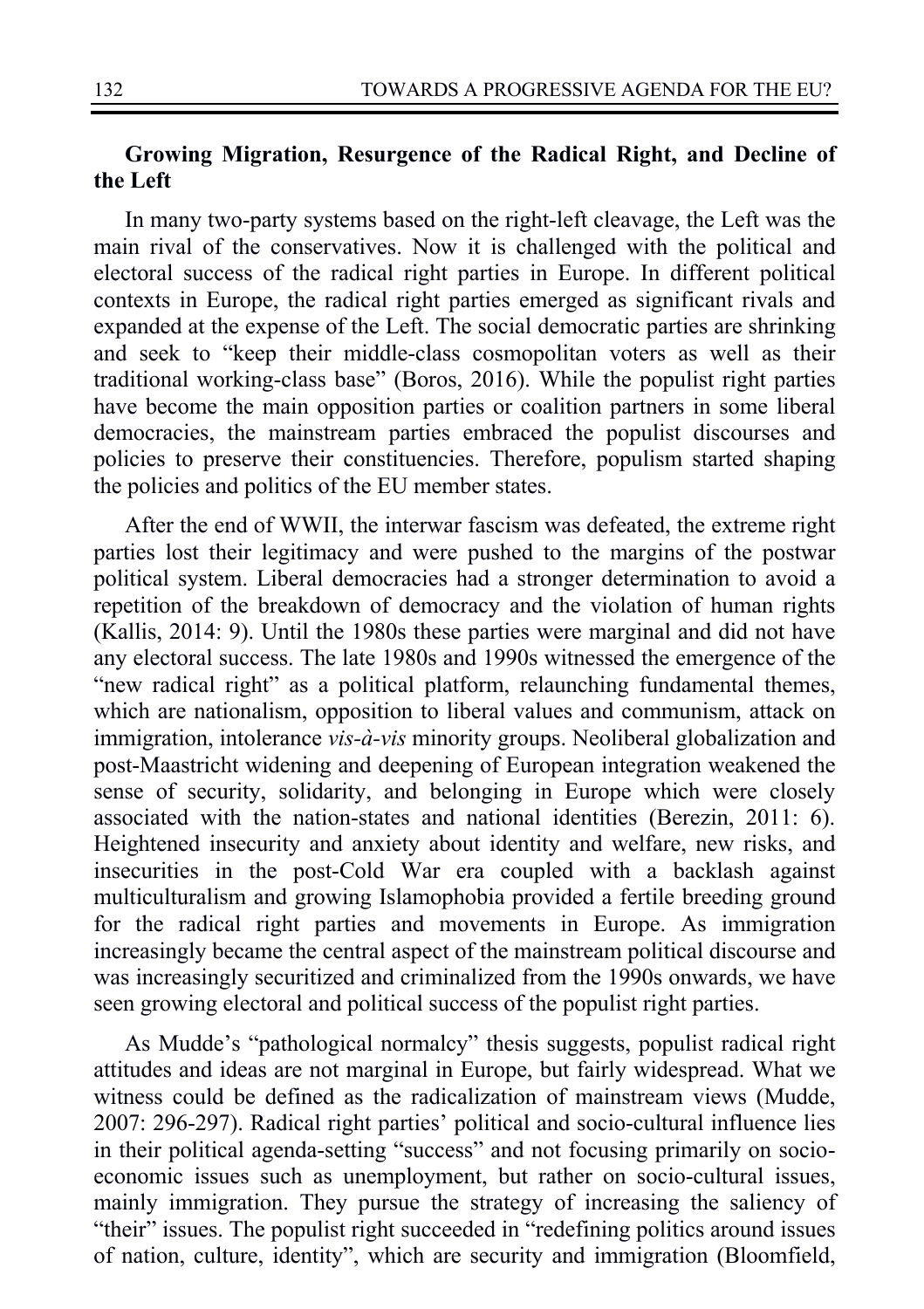## Growing Migration, Resurgence of the Radical Right, and Decline of the Left

In many two-party systems based on the right-left cleavage, the Left was the main rival of the conservatives. Now it is challenged with the political and electoral success of the radical right parties in Europe. In different political contexts in Europe, the radical right parties emerged as significant rivals and expanded at the expense of the Left. The social democratic parties are shrinking and seek to "keep their middle-class cosmopolitan voters as well as their traditional working-class base" (Boros, 2016). While the populist right parties have become the main opposition parties or coalition partners in some liberal democracies, the mainstream parties embraced the populist discourses and policies to preserve their constituencies. Therefore, populism started shaping the policies and politics of the EU member states.

After the end of WWII, the interwar fascism was defeated, the extreme right parties lost their legitimacy and were pushed to the margins of the postwar political system. Liberal democracies had a stronger determination to avoid a repetition of the breakdown of democracy and the violation of human rights (Kallis, 2014: 9). Until the 1980s these parties were marginal and did not have any electoral success. The late 1980s and 1990s witnessed the emergence of the "new radical right" as a political platform, relaunching fundamental themes, which are nationalism, opposition to liberal values and communism, attack on immigration, intolerance *vis-à-vis* minority groups. Neoliberal globalization and post-Maastricht widening and deepening of European integration weakened the sense of security, solidarity, and belonging in Europe which were closely associated with the nation-states and national identities (Berezin, 2011: 6). Heightened insecurity and anxiety about identity and welfare, new risks, and insecurities in the post-Cold War era coupled with a backlash against multiculturalism and growing Islamophobia provided a fertile breeding ground for the radical right parties and movements in Europe. As immigration increasingly became the central aspect of the mainstream political discourse and was increasingly securitized and criminalized from the 1990s onwards, we have seen growing electoral and political success of the populist right parties.

As Mudde's "pathological normalcy" thesis suggests, populist radical right attitudes and ideas are not marginal in Europe, but fairly widespread. What we witness could be defined as the radicalization of mainstream views (Mudde, 2007: 296-297). Radical right parties' political and socio-cultural influence lies in their political agenda-setting "success" and not focusing primarily on socio-economic issues such as unemployment, but rather on socio-cultural issues, mainly immigration. They pursue the strategy of increasing the saliency of "their" issues. The populist right succeeded in "redefining politics around issues of nation, culture, identity", which are security and immigration (Bloomfield,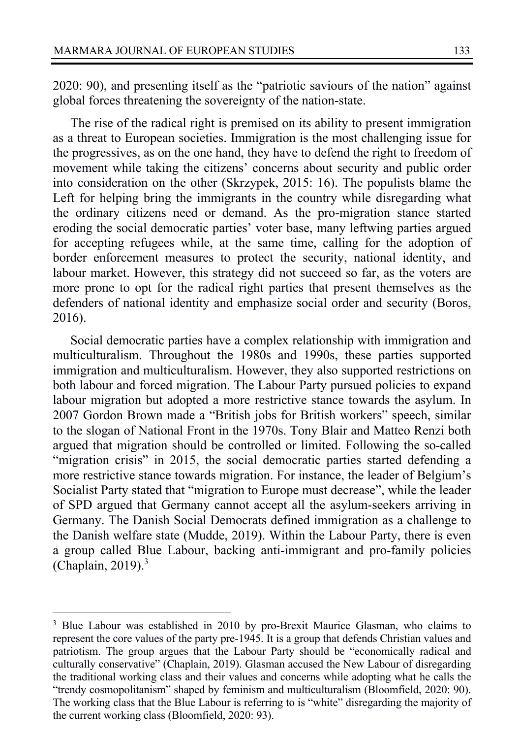2020: 90), and presenting itself as the "patriotic saviours of the nation" against global forces threatening the sovereignty of the nation-state.

The rise of the radical right is premised on its ability to present immigration as a threat to European societies. Immigration is the most challenging issue for the progressives, as on the one hand, they have to defend the right to freedom of movement while taking the citizens' concerns about security and public order into consideration on the other (Skrzypek, 2015: 16). The populists blame the Left for helping bring the immigrants in the country while disregarding what the ordinary citizens need or demand. As the pro-migration stance started eroding the social democratic parties' voter base, many leftwing parties argued for accepting refugees while, at the same time, calling for the adoption of border enforcement measures to protect the security, national identity, and labour market. However, this strategy did not succeed so far, as the voters are more prone to opt for the radical right parties that present themselves as the defenders of national identity and emphasize social order and security (Boros, 2016).

Social democratic parties have a complex relationship with immigration and multiculturalism. Throughout the 1980s and 1990s, these parties supported immigration and multiculturalism. However, they also supported restrictions on both labour and forced migration. The Labour Party pursued policies to expand labour migration but adopted a more restrictive stance towards the asylum. In 2007 Gordon Brown made a "British jobs for British workers" speech, similar to the slogan of National Front in the 1970s. Tony Blair and Matteo Renzi both argued that migration should be controlled or limited. Following the so-called "migration crisis" in 2015, the social democratic parties started defending a more restrictive stance towards migration. For instance, the leader of Belgium's Socialist Party stated that "migration to Europe must decrease", while the leader of SPD argued that Germany cannot accept all the asylum-seekers arriving in Germany. The Danish Social Democrats defined immigration as a challenge to the Danish welfare state (Mudde, 2019). Within the Labour Party, there is even a group called Blue Labour, backing anti-immigrant and pro-family policies (Chaplain, 2019).[3]

---

[3] Blue Labour was established in 2010 by pro-Brexit Maurice Glasman, who claims to represent the core values of the party pre-1945. It is a group that defends Christian values and patriotism. The group argues that the Labour Party should be "economically radical and culturally conservative" (Chaplain, 2019). Glasman accused the New Labour of disregarding the traditional working class and their values and concerns while adopting what he calls the "trendy cosmopolitanism" shaped by feminism and multiculturalism (Bloomfield, 2020: 90). The working class that the Blue Labour is referring to is "white" disregarding the majority of the current working class (Bloomfield, 2020: 93).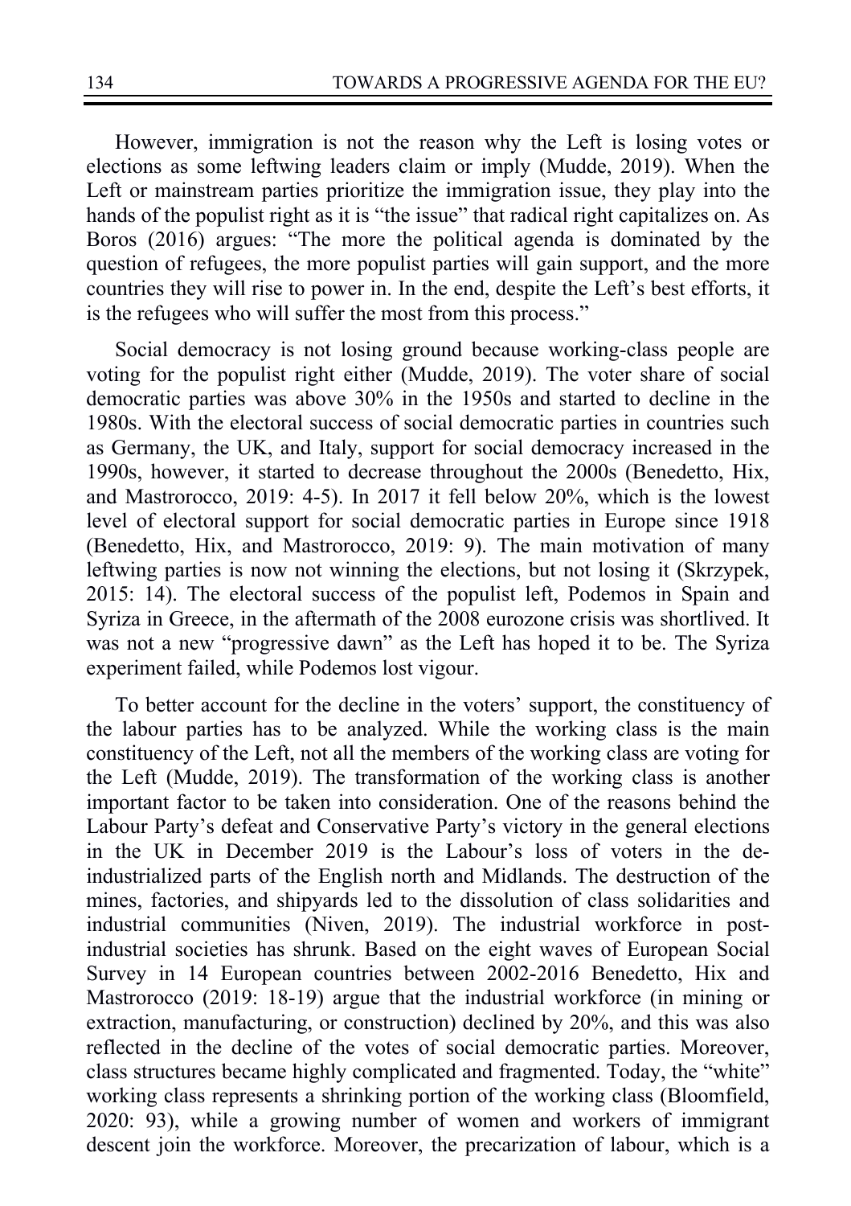However, immigration is not the reason why the Left is losing votes or elections as some leftwing leaders claim or imply (Mudde, 2019). When the Left or mainstream parties prioritize the immigration issue, they play into the hands of the populist right as it is "the issue" that radical right capitalizes on. As Boros (2016) argues: "The more the political agenda is dominated by the question of refugees, the more populist parties will gain support, and the more countries they will rise to power in. In the end, despite the Left's best efforts, it is the refugees who will suffer the most from this process."

Social democracy is not losing ground because working-class people are voting for the populist right either (Mudde, 2019). The voter share of social democratic parties was above 30% in the 1950s and started to decline in the 1980s. With the electoral success of social democratic parties in countries such as Germany, the UK, and Italy, support for social democracy increased in the 1990s, however, it started to decrease throughout the 2000s (Benedetto, Hix, and Mastrorocco, 2019: 4-5). In 2017 it fell below 20%, which is the lowest level of electoral support for social democratic parties in Europe since 1918 (Benedetto, Hix, and Mastrorocco, 2019: 9). The main motivation of many leftwing parties is now not winning the elections, but not losing it (Skrzypek, 2015: 14). The electoral success of the populist left, Podemos in Spain and Syriza in Greece, in the aftermath of the 2008 eurozone crisis was shortlived. It was not a new "progressive dawn" as the Left has hoped it to be. The Syriza experiment failed, while Podemos lost vigour.

To better account for the decline in the voters' support, the constituency of the labour parties has to be analyzed. While the working class is the main constituency of the Left, not all the members of the working class are voting for the Left (Mudde, 2019). The transformation of the working class is another important factor to be taken into consideration. One of the reasons behind the Labour Party's defeat and Conservative Party's victory in the general elections in the UK in December 2019 is the Labour's loss of voters in the de-industrialized parts of the English north and Midlands. The destruction of the mines, factories, and shipyards led to the dissolution of class solidarities and industrial communities (Niven, 2019). The industrial workforce in post-industrial societies has shrunk. Based on the eight waves of European Social Survey in 14 European countries between 2002-2016 Benedetto, Hix and Mastrorocco (2019: 18-19) argue that the industrial workforce (in mining or extraction, manufacturing, or construction) declined by 20%, and this was also reflected in the decline of the votes of social democratic parties. Moreover, class structures became highly complicated and fragmented. Today, the "white" working class represents a shrinking portion of the working class (Bloomfield, 2020: 93), while a growing number of women and workers of immigrant descent join the workforce. Moreover, the precarization of labour, which is a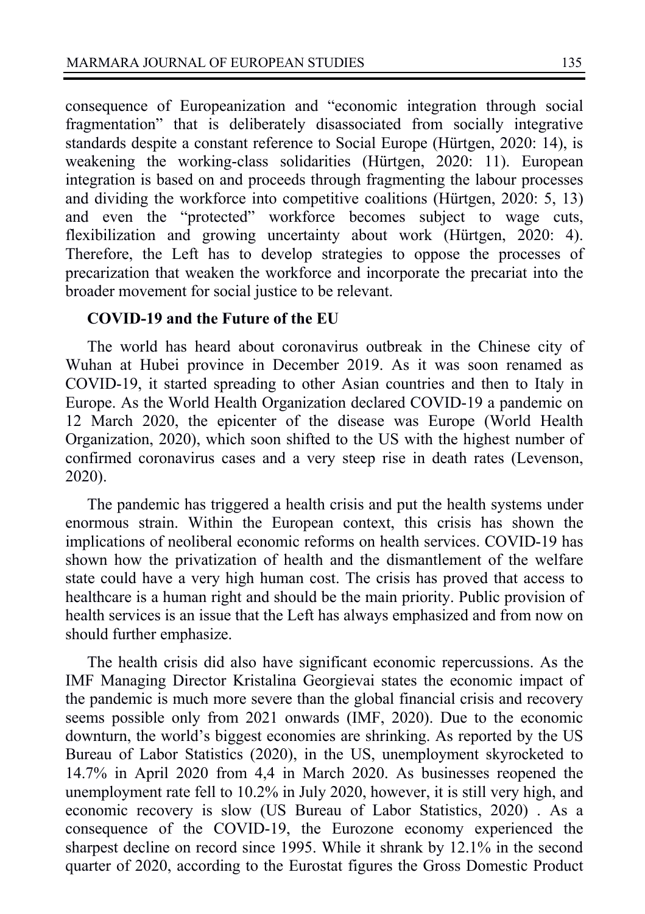consequence of Europeanization and "economic integration through social fragmentation" that is deliberately disassociated from socially integrative standards despite a constant reference to Social Europe (Hürtgen, 2020: 14), is weakening the working-class solidarities (Hürtgen, 2020: 11). European integration is based on and proceeds through fragmenting the labour processes and dividing the workforce into competitive coalitions (Hürtgen, 2020: 5, 13) and even the "protected" workforce becomes subject to wage cuts, flexibilization and growing uncertainty about work (Hürtgen, 2020: 4). Therefore, the Left has to develop strategies to oppose the processes of precarization that weaken the workforce and incorporate the precariat into the broader movement for social justice to be relevant.

### COVID-19 and the Future of the EU

The world has heard about coronavirus outbreak in the Chinese city of Wuhan at Hubei province in December 2019. As it was soon renamed as COVID-19, it started spreading to other Asian countries and then to Italy in Europe. As the World Health Organization declared COVID-19 a pandemic on 12 March 2020, the epicenter of the disease was Europe (World Health Organization, 2020), which soon shifted to the US with the highest number of confirmed coronavirus cases and a very steep rise in death rates (Levenson, 2020).

The pandemic has triggered a health crisis and put the health systems under enormous strain. Within the European context, this crisis has shown the implications of neoliberal economic reforms on health services. COVID-19 has shown how the privatization of health and the dismantlement of the welfare state could have a very high human cost. The crisis has proved that access to healthcare is a human right and should be the main priority. Public provision of health services is an issue that the Left has always emphasized and from now on should further emphasize.

The health crisis did also have significant economic repercussions. As the IMF Managing Director Kristalina Georgievai states the economic impact of the pandemic is much more severe than the global financial crisis and recovery seems possible only from 2021 onwards (IMF, 2020). Due to the economic downturn, the world's biggest economies are shrinking. As reported by the US Bureau of Labor Statistics (2020), in the US, unemployment skyrocketed to 14.7% in April 2020 from 4,4 in March 2020. As businesses reopened the unemployment rate fell to 10.2% in July 2020, however, it is still very high, and economic recovery is slow (US Bureau of Labor Statistics, 2020) . As a consequence of the COVID-19, the Eurozone economy experienced the sharpest decline on record since 1995. While it shrank by 12.1% in the second quarter of 2020, according to the Eurostat figures the Gross Domestic Product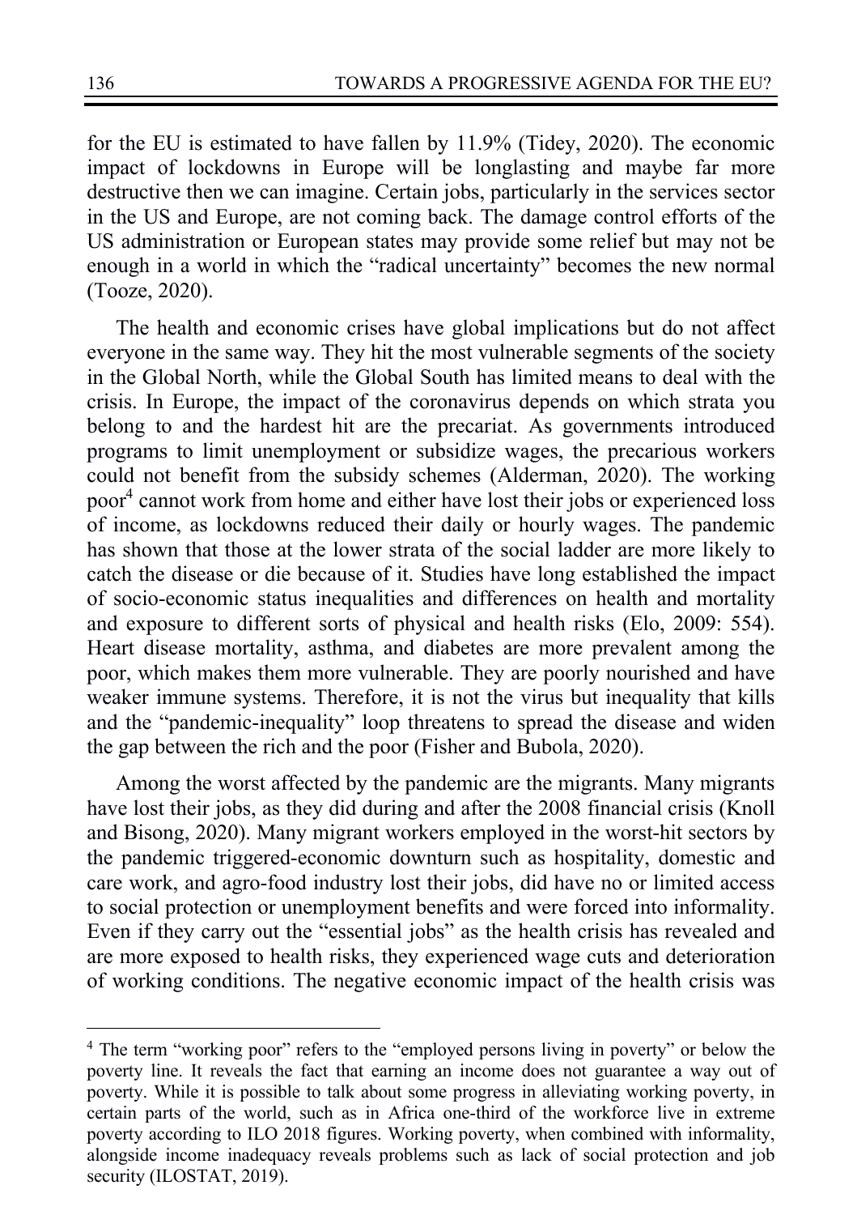for the EU is estimated to have fallen by 11.9% (Tidey, 2020). The economic impact of lockdowns in Europe will be longlasting and maybe far more destructive then we can imagine. Certain jobs, particularly in the services sector in the US and Europe, are not coming back. The damage control efforts of the US administration or European states may provide some relief but may not be enough in a world in which the "radical uncertainty" becomes the new normal (Tooze, 2020).

The health and economic crises have global implications but do not affect everyone in the same way. They hit the most vulnerable segments of the society in the Global North, while the Global South has limited means to deal with the crisis. In Europe, the impact of the coronavirus depends on which strata you belong to and the hardest hit are the precariat. As governments introduced programs to limit unemployment or subsidize wages, the precarious workers could not benefit from the subsidy schemes (Alderman, 2020). The working poor[4] cannot work from home and either have lost their jobs or experienced loss of income, as lockdowns reduced their daily or hourly wages. The pandemic has shown that those at the lower strata of the social ladder are more likely to catch the disease or die because of it. Studies have long established the impact of socio-economic status inequalities and differences on health and mortality and exposure to different sorts of physical and health risks (Elo, 2009: 554). Heart disease mortality, asthma, and diabetes are more prevalent among the poor, which makes them more vulnerable. They are poorly nourished and have weaker immune systems. Therefore, it is not the virus but inequality that kills and the "pandemic-inequality" loop threatens to spread the disease and widen the gap between the rich and the poor (Fisher and Bubola, 2020).

Among the worst affected by the pandemic are the migrants. Many migrants have lost their jobs, as they did during and after the 2008 financial crisis (Knoll and Bisong, 2020). Many migrant workers employed in the worst-hit sectors by the pandemic triggered-economic downturn such as hospitality, domestic and care work, and agro-food industry lost their jobs, did have no or limited access to social protection or unemployment benefits and were forced into informality. Even if they carry out the "essential jobs" as the health crisis has revealed and are more exposed to health risks, they experienced wage cuts and deterioration of working conditions. The negative economic impact of the health crisis was

---

[4] The term "working poor" refers to the "employed persons living in poverty" or below the poverty line. It reveals the fact that earning an income does not guarantee a way out of poverty. While it is possible to talk about some progress in alleviating working poverty, in certain parts of the world, such as in Africa one-third of the workforce live in extreme poverty according to ILO 2018 figures. Working poverty, when combined with informality, alongside income inadequacy reveals problems such as lack of social protection and job security (ILOSTAT, 2019).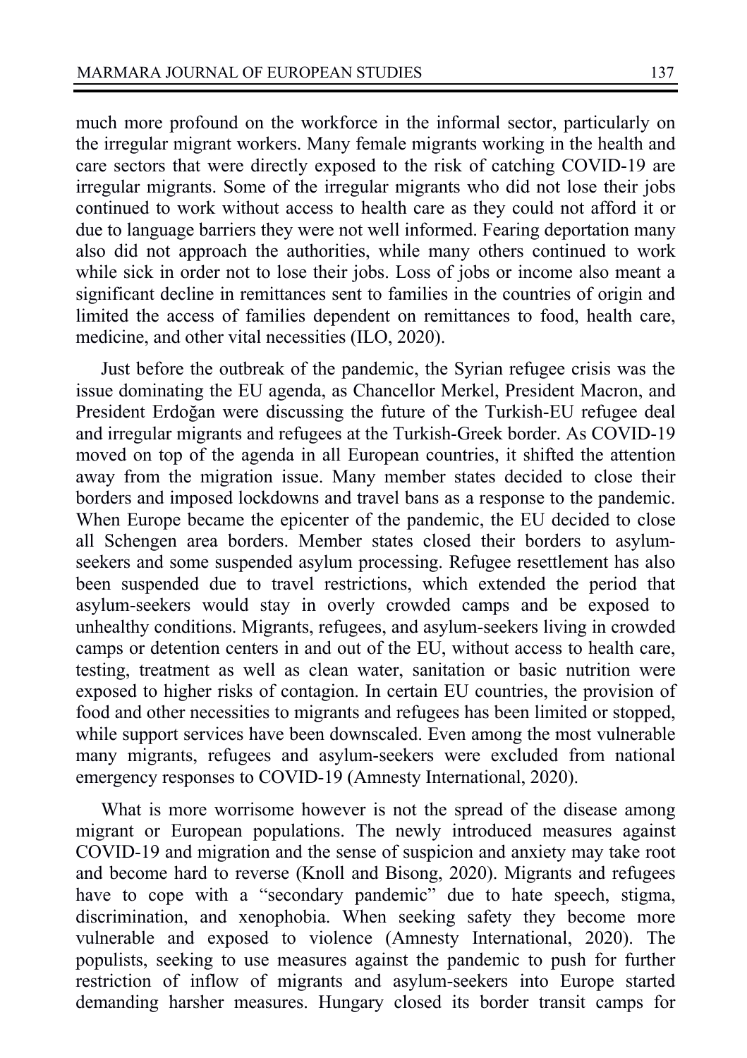much more profound on the workforce in the informal sector, particularly on the irregular migrant workers. Many female migrants working in the health and care sectors that were directly exposed to the risk of catching COVID-19 are irregular migrants. Some of the irregular migrants who did not lose their jobs continued to work without access to health care as they could not afford it or due to language barriers they were not well informed. Fearing deportation many also did not approach the authorities, while many others continued to work while sick in order not to lose their jobs. Loss of jobs or income also meant a significant decline in remittances sent to families in the countries of origin and limited the access of families dependent on remittances to food, health care, medicine, and other vital necessities (ILO, 2020).

Just before the outbreak of the pandemic, the Syrian refugee crisis was the issue dominating the EU agenda, as Chancellor Merkel, President Macron, and President Erdoğan were discussing the future of the Turkish-EU refugee deal and irregular migrants and refugees at the Turkish-Greek border. As COVID-19 moved on top of the agenda in all European countries, it shifted the attention away from the migration issue. Many member states decided to close their borders and imposed lockdowns and travel bans as a response to the pandemic. When Europe became the epicenter of the pandemic, the EU decided to close all Schengen area borders. Member states closed their borders to asylum-seekers and some suspended asylum processing. Refugee resettlement has also been suspended due to travel restrictions, which extended the period that asylum-seekers would stay in overly crowded camps and be exposed to unhealthy conditions. Migrants, refugees, and asylum-seekers living in crowded camps or detention centers in and out of the EU, without access to health care, testing, treatment as well as clean water, sanitation or basic nutrition were exposed to higher risks of contagion. In certain EU countries, the provision of food and other necessities to migrants and refugees has been limited or stopped, while support services have been downscaled. Even among the most vulnerable many migrants, refugees and asylum-seekers were excluded from national emergency responses to COVID-19 (Amnesty International, 2020).

What is more worrisome however is not the spread of the disease among migrant or European populations. The newly introduced measures against COVID-19 and migration and the sense of suspicion and anxiety may take root and become hard to reverse (Knoll and Bisong, 2020). Migrants and refugees have to cope with a "secondary pandemic" due to hate speech, stigma, discrimination, and xenophobia. When seeking safety they become more vulnerable and exposed to violence (Amnesty International, 2020). The populists, seeking to use measures against the pandemic to push for further restriction of inflow of migrants and asylum-seekers into Europe started demanding harsher measures. Hungary closed its border transit camps for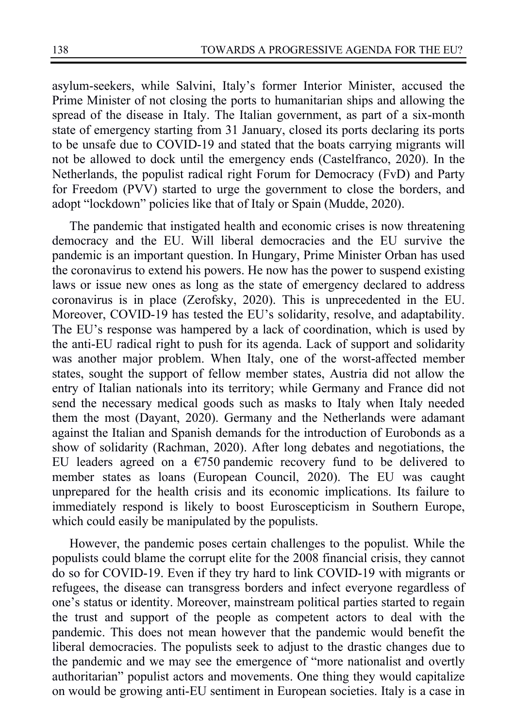asylum-seekers, while Salvini, Italy's former Interior Minister, accused the Prime Minister of not closing the ports to humanitarian ships and allowing the spread of the disease in Italy. The Italian government, as part of a six-month state of emergency starting from 31 January, closed its ports declaring its ports to be unsafe due to COVID-19 and stated that the boats carrying migrants will not be allowed to dock until the emergency ends (Castelfranco, 2020). In the Netherlands, the populist radical right Forum for Democracy (FvD) and Party for Freedom (PVV) started to urge the government to close the borders, and adopt "lockdown" policies like that of Italy or Spain (Mudde, 2020).

The pandemic that instigated health and economic crises is now threatening democracy and the EU. Will liberal democracies and the EU survive the pandemic is an important question. In Hungary, Prime Minister Orban has used the coronavirus to extend his powers. He now has the power to suspend existing laws or issue new ones as long as the state of emergency declared to address coronavirus is in place (Zerofsky, 2020). This is unprecedented in the EU. Moreover, COVID-19 has tested the EU's solidarity, resolve, and adaptability. The EU's response was hampered by a lack of coordination, which is used by the anti-EU radical right to push for its agenda. Lack of support and solidarity was another major problem. When Italy, one of the worst-affected member states, sought the support of fellow member states, Austria did not allow the entry of Italian nationals into its territory; while Germany and France did not send the necessary medical goods such as masks to Italy when Italy needed them the most (Dayant, 2020). Germany and the Netherlands were adamant against the Italian and Spanish demands for the introduction of Eurobonds as a show of solidarity (Rachman, 2020). After long debates and negotiations, the EU leaders agreed on a €750 pandemic recovery fund to be delivered to member states as loans (European Council, 2020). The EU was caught unprepared for the health crisis and its economic implications. Its failure to immediately respond is likely to boost Euroscepticism in Southern Europe, which could easily be manipulated by the populists.

However, the pandemic poses certain challenges to the populist. While the populists could blame the corrupt elite for the 2008 financial crisis, they cannot do so for COVID-19. Even if they try hard to link COVID-19 with migrants or refugees, the disease can transgress borders and infect everyone regardless of one's status or identity. Moreover, mainstream political parties started to regain the trust and support of the people as competent actors to deal with the pandemic. This does not mean however that the pandemic would benefit the liberal democracies. The populists seek to adjust to the drastic changes due to the pandemic and we may see the emergence of "more nationalist and overtly authoritarian" populist actors and movements. One thing they would capitalize on would be growing anti-EU sentiment in European societies. Italy is a case in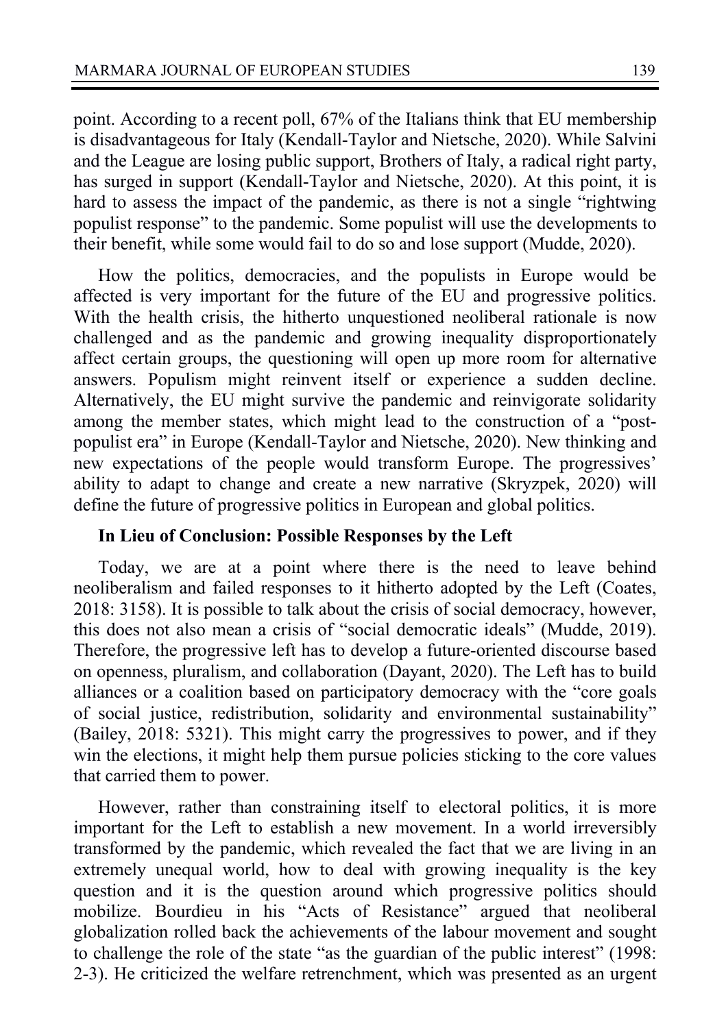point. According to a recent poll, 67% of the Italians think that EU membership is disadvantageous for Italy (Kendall-Taylor and Nietsche, 2020). While Salvini and the League are losing public support, Brothers of Italy, a radical right party, has surged in support (Kendall-Taylor and Nietsche, 2020). At this point, it is hard to assess the impact of the pandemic, as there is not a single "rightwing populist response" to the pandemic. Some populist will use the developments to their benefit, while some would fail to do so and lose support (Mudde, 2020).

How the politics, democracies, and the populists in Europe would be affected is very important for the future of the EU and progressive politics. With the health crisis, the hitherto unquestioned neoliberal rationale is now challenged and as the pandemic and growing inequality disproportionately affect certain groups, the questioning will open up more room for alternative answers. Populism might reinvent itself or experience a sudden decline. Alternatively, the EU might survive the pandemic and reinvigorate solidarity among the member states, which might lead to the construction of a "post-populist era" in Europe (Kendall-Taylor and Nietsche, 2020). New thinking and new expectations of the people would transform Europe. The progressives' ability to adapt to change and create a new narrative (Skryzpek, 2020) will define the future of progressive politics in European and global politics.

**In Lieu of Conclusion: Possible Responses by the Left**

Today, we are at a point where there is the need to leave behind neoliberalism and failed responses to it hitherto adopted by the Left (Coates, 2018: 3158). It is possible to talk about the crisis of social democracy, however, this does not also mean a crisis of "social democratic ideals" (Mudde, 2019). Therefore, the progressive left has to develop a future-oriented discourse based on openness, pluralism, and collaboration (Dayant, 2020). The Left has to build alliances or a coalition based on participatory democracy with the "core goals of social justice, redistribution, solidarity and environmental sustainability" (Bailey, 2018: 5321). This might carry the progressives to power, and if they win the elections, it might help them pursue policies sticking to the core values that carried them to power.

However, rather than constraining itself to electoral politics, it is more important for the Left to establish a new movement. In a world irreversibly transformed by the pandemic, which revealed the fact that we are living in an extremely unequal world, how to deal with growing inequality is the key question and it is the question around which progressive politics should mobilize. Bourdieu in his "Acts of Resistance" argued that neoliberal globalization rolled back the achievements of the labour movement and sought to challenge the role of the state "as the guardian of the public interest" (1998: 2-3). He criticized the welfare retrenchment, which was presented as an urgent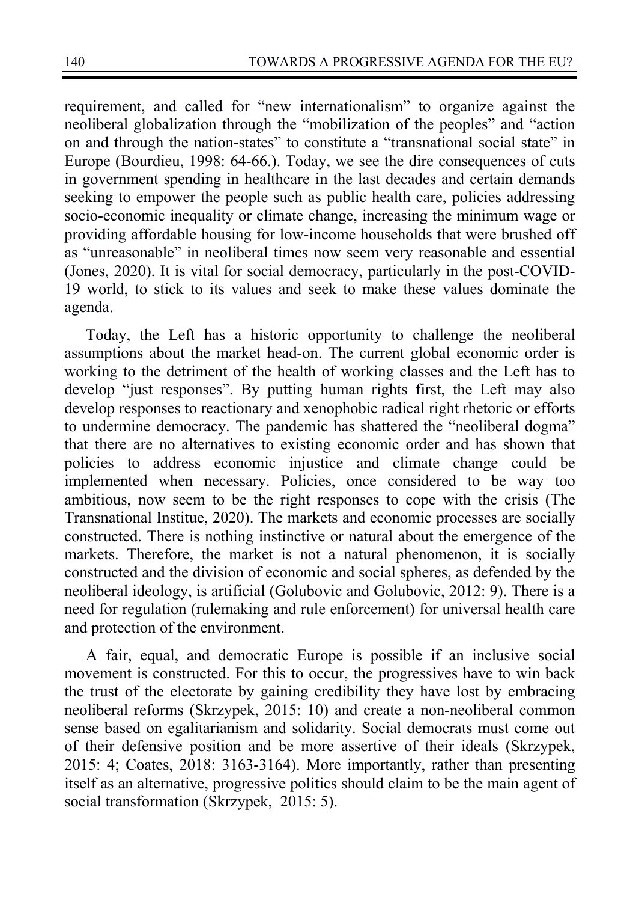requirement, and called for "new internationalism" to organize against the neoliberal globalization through the "mobilization of the peoples" and "action on and through the nation-states" to constitute a "transnational social state" in Europe (Bourdieu, 1998: 64-66.). Today, we see the dire consequences of cuts in government spending in healthcare in the last decades and certain demands seeking to empower the people such as public health care, policies addressing socio-economic inequality or climate change, increasing the minimum wage or providing affordable housing for low-income households that were brushed off as "unreasonable" in neoliberal times now seem very reasonable and essential (Jones, 2020). It is vital for social democracy, particularly in the post-COVID-19 world, to stick to its values and seek to make these values dominate the agenda.

Today, the Left has a historic opportunity to challenge the neoliberal assumptions about the market head-on. The current global economic order is working to the detriment of the health of working classes and the Left has to develop "just responses". By putting human rights first, the Left may also develop responses to reactionary and xenophobic radical right rhetoric or efforts to undermine democracy. The pandemic has shattered the "neoliberal dogma" that there are no alternatives to existing economic order and has shown that policies to address economic injustice and climate change could be implemented when necessary. Policies, once considered to be way too ambitious, now seem to be the right responses to cope with the crisis (The Transnational Institue, 2020). The markets and economic processes are socially constructed. There is nothing instinctive or natural about the emergence of the markets. Therefore, the market is not a natural phenomenon, it is socially constructed and the division of economic and social spheres, as defended by the neoliberal ideology, is artificial (Golubovic and Golubovic, 2012: 9). There is a need for regulation (rulemaking and rule enforcement) for universal health care and protection of the environment.

A fair, equal, and democratic Europe is possible if an inclusive social movement is constructed. For this to occur, the progressives have to win back the trust of the electorate by gaining credibility they have lost by embracing neoliberal reforms (Skrzypek, 2015: 10) and create a non-neoliberal common sense based on egalitarianism and solidarity. Social democrats must come out of their defensive position and be more assertive of their ideals (Skrzypek, 2015: 4; Coates, 2018: 3163-3164). More importantly, rather than presenting itself as an alternative, progressive politics should claim to be the main agent of social transformation (Skrzypek, 2015: 5).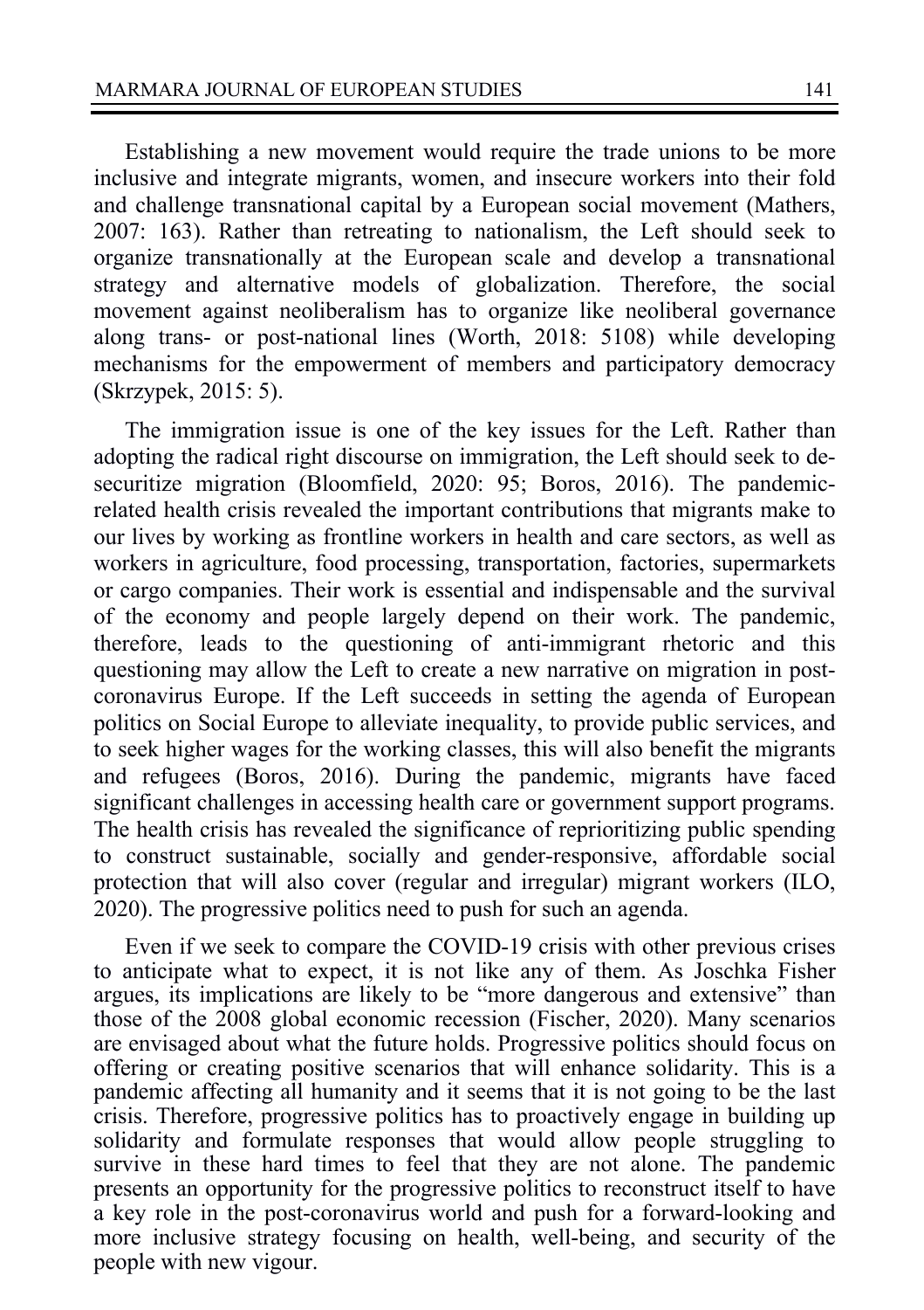Establishing a new movement would require the trade unions to be more inclusive and integrate migrants, women, and insecure workers into their fold and challenge transnational capital by a European social movement (Mathers, 2007: 163). Rather than retreating to nationalism, the Left should seek to organize transnationally at the European scale and develop a transnational strategy and alternative models of globalization. Therefore, the social movement against neoliberalism has to organize like neoliberal governance along trans- or post-national lines (Worth, 2018: 5108) while developing mechanisms for the empowerment of members and participatory democracy (Skrzypek, 2015: 5).

The immigration issue is one of the key issues for the Left. Rather than adopting the radical right discourse on immigration, the Left should seek to de-securitize migration (Bloomfield, 2020: 95; Boros, 2016). The pandemic-related health crisis revealed the important contributions that migrants make to our lives by working as frontline workers in health and care sectors, as well as workers in agriculture, food processing, transportation, factories, supermarkets or cargo companies. Their work is essential and indispensable and the survival of the economy and people largely depend on their work. The pandemic, therefore, leads to the questioning of anti-immigrant rhetoric and this questioning may allow the Left to create a new narrative on migration in post-coronavirus Europe. If the Left succeeds in setting the agenda of European politics on Social Europe to alleviate inequality, to provide public services, and to seek higher wages for the working classes, this will also benefit the migrants and refugees (Boros, 2016). During the pandemic, migrants have faced significant challenges in accessing health care or government support programs. The health crisis has revealed the significance of reprioritizing public spending to construct sustainable, socially and gender-responsive, affordable social protection that will also cover (regular and irregular) migrant workers (ILO, 2020). The progressive politics need to push for such an agenda.

Even if we seek to compare the COVID-19 crisis with other previous crises to anticipate what to expect, it is not like any of them. As Joschka Fisher argues, its implications are likely to be "more dangerous and extensive" than those of the 2008 global economic recession (Fischer, 2020). Many scenarios are envisaged about what the future holds. Progressive politics should focus on offering or creating positive scenarios that will enhance solidarity. This is a pandemic affecting all humanity and it seems that it is not going to be the last crisis. Therefore, progressive politics has to proactively engage in building up solidarity and formulate responses that would allow people struggling to survive in these hard times to feel that they are not alone. The pandemic presents an opportunity for the progressive politics to reconstruct itself to have a key role in the post-coronavirus world and push for a forward-looking and more inclusive strategy focusing on health, well-being, and security of the people with new vigour.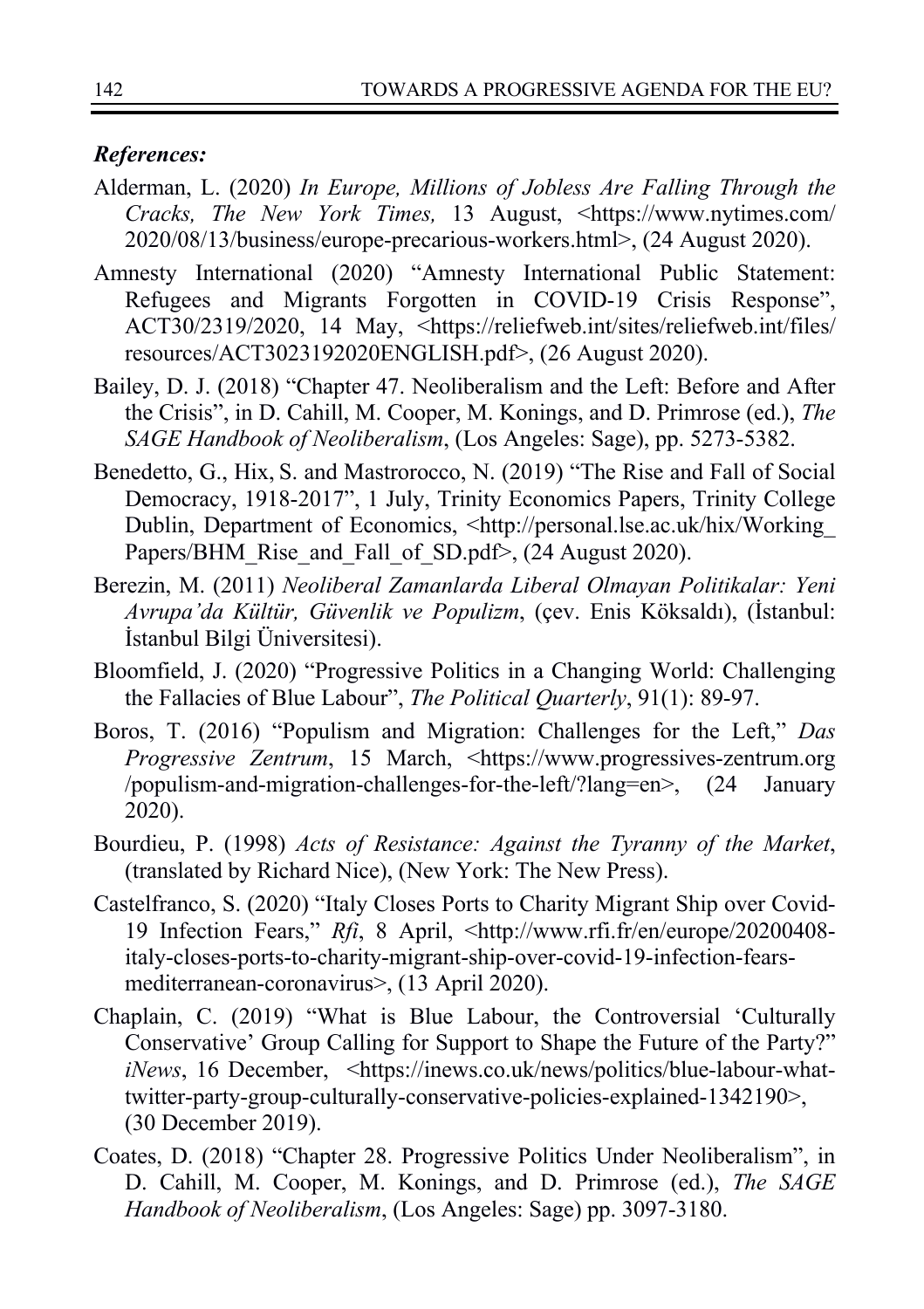***References:***

Alderman, L. (2020) *In Europe, Millions of Jobless Are Falling Through the Cracks, The New York Times,* 13 August, <https://www.nytimes.com/2020/08/13/business/europe-precarious-workers.html>, (24 August 2020).

Amnesty International (2020) "Amnesty International Public Statement: Refugees and Migrants Forgotten in COVID-19 Crisis Response", ACT30/2319/2020, 14 May, <https://reliefweb.int/sites/reliefweb.int/files/resources/ACT3023192020ENGLISH.pdf>, (26 August 2020).

Bailey, D. J. (2018) "Chapter 47. Neoliberalism and the Left: Before and After the Crisis", in D. Cahill, M. Cooper, M. Konings, and D. Primrose (ed.), *The SAGE Handbook of Neoliberalism*, (Los Angeles: Sage), pp. 5273-5382.

Benedetto, G., Hix, S. and Mastrorocco, N. (2019) "The Rise and Fall of Social Democracy, 1918-2017", 1 July, Trinity Economics Papers, Trinity College Dublin, Department of Economics, <http://personal.lse.ac.uk/hix/Working_Papers/BHM_Rise_and_Fall_of_SD.pdf>, (24 August 2020).

Berezin, M. (2011) *Neoliberal Zamanlarda Liberal Olmayan Politikalar: Yeni Avrupa'da Kültür, Güvenlik ve Populizm*, (çev. Enis Köksaldı), (İstanbul: İstanbul Bilgi Üniversitesi).

Bloomfield, J. (2020) "Progressive Politics in a Changing World: Challenging the Fallacies of Blue Labour", *The Political Quarterly*, 91(1): 89-97.

Boros, T. (2016) "Populism and Migration: Challenges for the Left," *Das Progressive Zentrum*, 15 March, <https://www.progressives-zentrum.org/populism-and-migration-challenges-for-the-left/?lang=en>, (24 January 2020).

Bourdieu, P. (1998) *Acts of Resistance: Against the Tyranny of the Market*, (translated by Richard Nice), (New York: The New Press).

Castelfranco, S. (2020) "Italy Closes Ports to Charity Migrant Ship over Covid-19 Infection Fears," *Rfi*, 8 April, <http://www.rfi.fr/en/europe/20200408-italy-closes-ports-to-charity-migrant-ship-over-covid-19-infection-fears-mediterranean-coronavirus>, (13 April 2020).

Chaplain, C. (2019) "What is Blue Labour, the Controversial 'Culturally Conservative' Group Calling for Support to Shape the Future of the Party?" *iNews*, 16 December, <https://inews.co.uk/news/politics/blue-labour-what-twitter-party-group-culturally-conservative-policies-explained-1342190>, (30 December 2019).

Coates, D. (2018) "Chapter 28. Progressive Politics Under Neoliberalism", in D. Cahill, M. Cooper, M. Konings, and D. Primrose (ed.), *The SAGE Handbook of Neoliberalism*, (Los Angeles: Sage) pp. 3097-3180.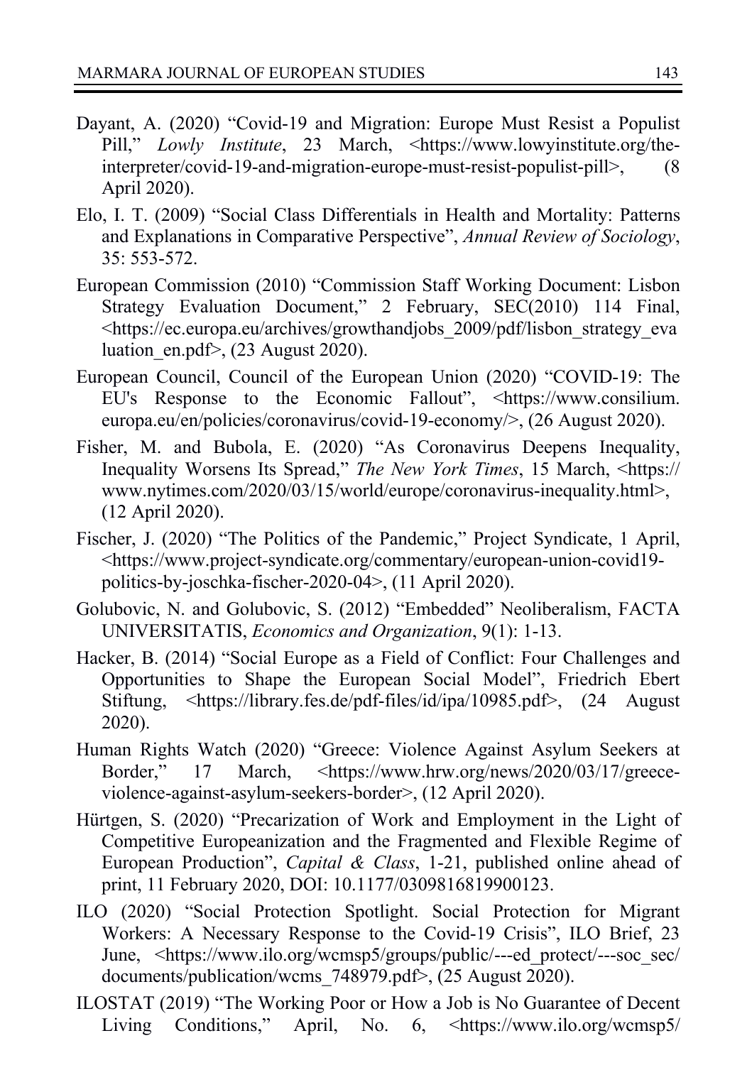Dayant, A. (2020) "Covid-19 and Migration: Europe Must Resist a Populist Pill," *Lowly Institute*, 23 March, <https://www.lowyinstitute.org/the-interpreter/covid-19-and-migration-europe-must-resist-populist-pill>, (8 April 2020).

Elo, I. T. (2009) "Social Class Differentials in Health and Mortality: Patterns and Explanations in Comparative Perspective", *Annual Review of Sociology*, 35: 553-572.

European Commission (2010) "Commission Staff Working Document: Lisbon Strategy Evaluation Document," 2 February, SEC(2010) 114 Final, <https://ec.europa.eu/archives/growthandjobs_2009/pdf/lisbon_strategy_evaluation_en.pdf>, (23 August 2020).

European Council, Council of the European Union (2020) "COVID-19: The EU's Response to the Economic Fallout", <https://www.consilium.europa.eu/en/policies/coronavirus/covid-19-economy/>, (26 August 2020).

Fisher, M. and Bubola, E. (2020) "As Coronavirus Deepens Inequality, Inequality Worsens Its Spread," *The New York Times*, 15 March, <https://www.nytimes.com/2020/03/15/world/europe/coronavirus-inequality.html>, (12 April 2020).

Fischer, J. (2020) "The Politics of the Pandemic," Project Syndicate, 1 April, <https://www.project-syndicate.org/commentary/european-union-covid19-politics-by-joschka-fischer-2020-04>, (11 April 2020).

Golubovic, N. and Golubovic, S. (2012) "Embedded" Neoliberalism, FACTA UNIVERSITATIS, *Economics and Organization*, 9(1): 1-13.

Hacker, B. (2014) "Social Europe as a Field of Conflict: Four Challenges and Opportunities to Shape the European Social Model", Friedrich Ebert Stiftung, <https://library.fes.de/pdf-files/id/ipa/10985.pdf>, (24 August 2020).

Human Rights Watch (2020) "Greece: Violence Against Asylum Seekers at Border," 17 March, <https://www.hrw.org/news/2020/03/17/greece-violence-against-asylum-seekers-border>, (12 April 2020).

Hürtgen, S. (2020) "Precarization of Work and Employment in the Light of Competitive Europeanization and the Fragmented and Flexible Regime of European Production", *Capital & Class*, 1-21, published online ahead of print, 11 February 2020, DOI: 10.1177/0309816819900123.

ILO (2020) "Social Protection Spotlight. Social Protection for Migrant Workers: A Necessary Response to the Covid-19 Crisis", ILO Brief, 23 June, <https://www.ilo.org/wcmsp5/groups/public/---ed_protect/---soc_sec/documents/publication/wcms_748979.pdf>, (25 August 2020).

ILOSTAT (2019) "The Working Poor or How a Job is No Guarantee of Decent Living Conditions," April, No. 6, <https://www.ilo.org/wcmsp5/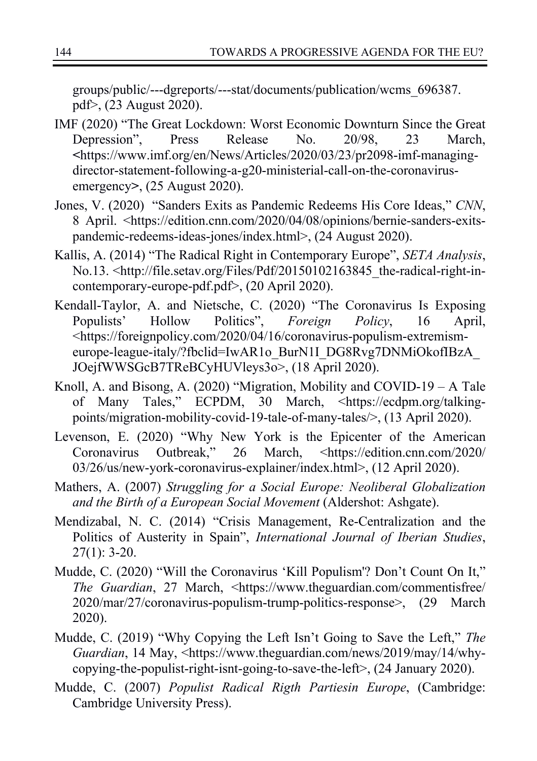groups/public/---dgreports/---stat/documents/publication/wcms_696387.pdf>, (23 August 2020).

IMF (2020) "The Great Lockdown: Worst Economic Downturn Since the Great Depression", Press Release No. 20/98, 23 March, <https://www.imf.org/en/News/Articles/2020/03/23/pr2098-imf-managing-director-statement-following-a-g20-ministerial-call-on-the-coronavirus-emergency>, (25 August 2020).

Jones, V. (2020) "Sanders Exits as Pandemic Redeems His Core Ideas," *CNN*, 8 April. <https://edition.cnn.com/2020/04/08/opinions/bernie-sanders-exits-pandemic-redeems-ideas-jones/index.html>, (24 August 2020).

Kallis, A. (2014) "The Radical Right in Contemporary Europe", *SETA Analysis*, No.13. <http://file.setav.org/Files/Pdf/20150102163845_the-radical-right-in-contemporary-europe-pdf.pdf>, (20 April 2020).

Kendall-Taylor, A. and Nietsche, C. (2020) "The Coronavirus Is Exposing Populists' Hollow Politics", *Foreign Policy*, 16 April, <https://foreignpolicy.com/2020/04/16/coronavirus-populism-extremism-europe-league-italy/?fbclid=IwAR1o_BurN1I_DG8Rvg7DNMiOkofIBzA_JOejfWWSGcB7TReBCyHUVleys3o>, (18 April 2020).

Knoll, A. and Bisong, A. (2020) "Migration, Mobility and COVID-19 – A Tale of Many Tales," ECPDM, 30 March, <https://ecdpm.org/talking-points/migration-mobility-covid-19-tale-of-many-tales/>, (13 April 2020).

Levenson, E. (2020) "Why New York is the Epicenter of the American Coronavirus Outbreak," 26 March, <https://edition.cnn.com/2020/03/26/us/new-york-coronavirus-explainer/index.html>, (12 April 2020).

Mathers, A. (2007) *Struggling for a Social Europe: Neoliberal Globalization and the Birth of a European Social Movement* (Aldershot: Ashgate).

Mendizabal, N. C. (2014) "Crisis Management, Re-Centralization and the Politics of Austerity in Spain", *International Journal of Iberian Studies*, 27(1): 3-20.

Mudde, C. (2020) "Will the Coronavirus 'Kill Populism'? Don't Count On It," *The Guardian*, 27 March, <https://www.theguardian.com/commentisfree/2020/mar/27/coronavirus-populism-trump-politics-response>, (29 March 2020).

Mudde, C. (2019) "Why Copying the Left Isn't Going to Save the Left," *The Guardian*, 14 May, <https://www.theguardian.com/news/2019/may/14/why-copying-the-populist-right-isnt-going-to-save-the-left>, (24 January 2020).

Mudde, C. (2007) *Populist Radical Rigth Partiesin Europe*, (Cambridge: Cambridge University Press).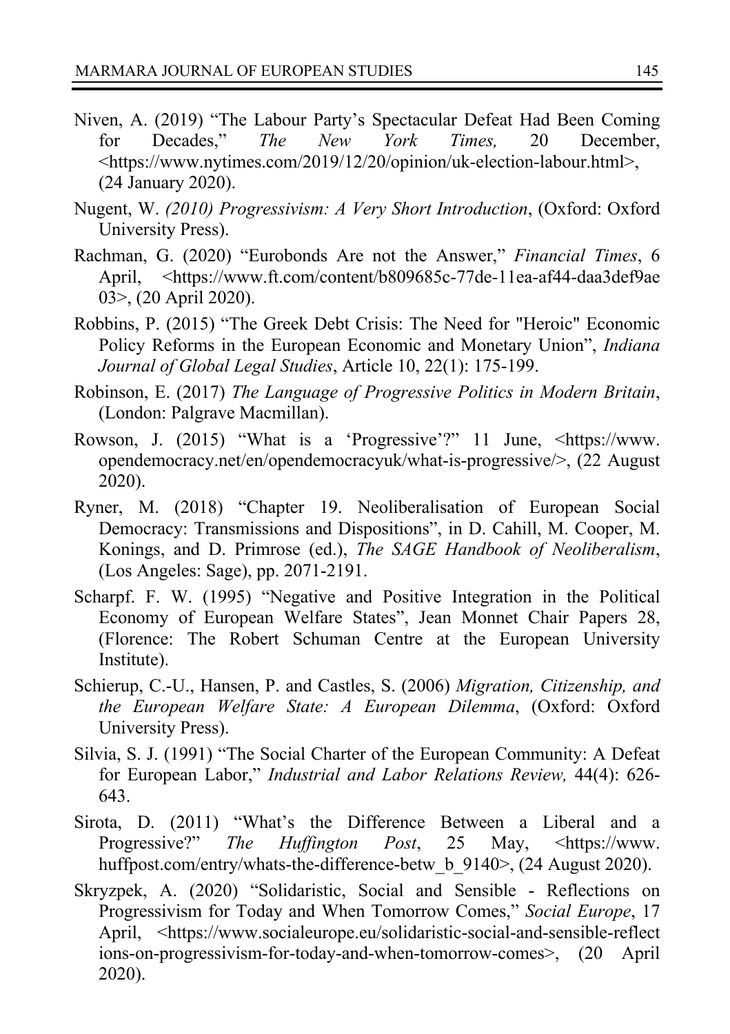Niven, A. (2019) "The Labour Party's Spectacular Defeat Had Been Coming for Decades," *The New York Times,* 20 December, <https://www.nytimes.com/2019/12/20/opinion/uk-election-labour.html>, (24 January 2020).

Nugent, W. *(2010) Progressivism: A Very Short Introduction*, (Oxford: Oxford University Press).

Rachman, G. (2020) "Eurobonds Are not the Answer," *Financial Times*, 6 April, <https://www.ft.com/content/b809685c-77de-11ea-af44-daa3def9ae03>, (20 April 2020).

Robbins, P. (2015) "The Greek Debt Crisis: The Need for "Heroic" Economic Policy Reforms in the European Economic and Monetary Union", *Indiana Journal of Global Legal Studies*, Article 10, 22(1): 175-199.

Robinson, E. (2017) *The Language of Progressive Politics in Modern Britain*, (London: Palgrave Macmillan).

Rowson, J. (2015) "What is a 'Progressive'?" 11 June, <https://www.opendemocracy.net/en/opendemocracyuk/what-is-progressive/>, (22 August 2020).

Ryner, M. (2018) "Chapter 19. Neoliberalisation of European Social Democracy: Transmissions and Dispositions", in D. Cahill, M. Cooper, M. Konings, and D. Primrose (ed.), *The SAGE Handbook of Neoliberalism*, (Los Angeles: Sage), pp. 2071-2191.

Scharpf. F. W. (1995) "Negative and Positive Integration in the Political Economy of European Welfare States", Jean Monnet Chair Papers 28, (Florence: The Robert Schuman Centre at the European University Institute).

Schierup, C.-U., Hansen, P. and Castles, S. (2006) *Migration, Citizenship, and the European Welfare State: A European Dilemma*, (Oxford: Oxford University Press).

Silvia, S. J. (1991) "The Social Charter of the European Community: A Defeat for European Labor," *Industrial and Labor Relations Review,* 44(4): 626-643.

Sirota, D. (2011) "What's the Difference Between a Liberal and a Progressive?" *The Huffington Post*, 25 May, <https://www.huffpost.com/entry/whats-the-difference-betw_b_9140>, (24 August 2020).

Skryzpek, A. (2020) "Solidaristic, Social and Sensible - Reflections on Progressivism for Today and When Tomorrow Comes," *Social Europe*, 17 April, <https://www.socialeurope.eu/solidaristic-social-and-sensible-reflections-on-progressivism-for-today-and-when-tomorrow-comes>, (20 April 2020).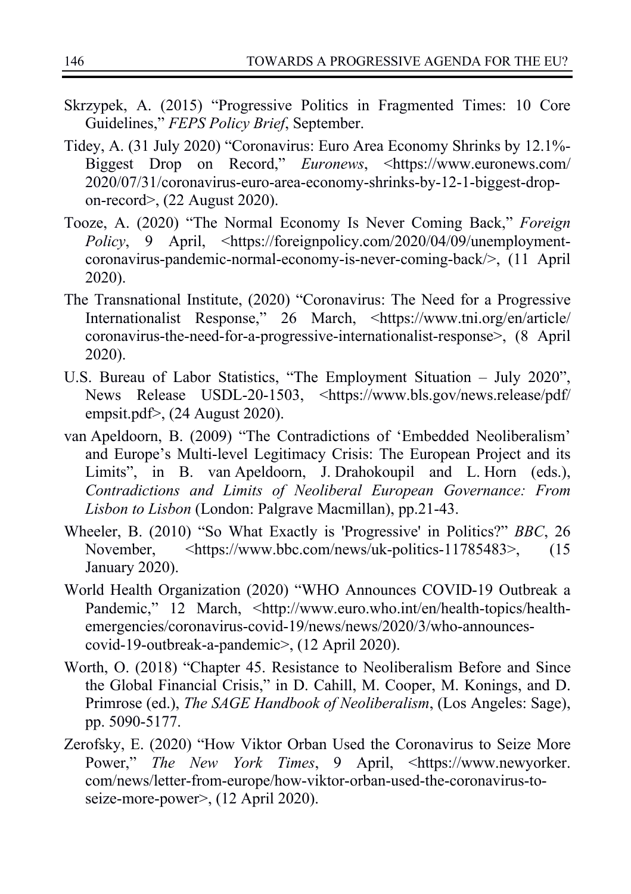Skrzypek, A. (2015) "Progressive Politics in Fragmented Times: 10 Core Guidelines," *FEPS Policy Brief*, September.

Tidey, A. (31 July 2020) "Coronavirus: Euro Area Economy Shrinks by 12.1%- Biggest Drop on Record," *Euronews*, <https://www.euronews.com/2020/07/31/coronavirus-euro-area-economy-shrinks-by-12-1-biggest-drop-on-record>, (22 August 2020).

Tooze, A. (2020) "The Normal Economy Is Never Coming Back," *Foreign Policy*, 9 April, <https://foreignpolicy.com/2020/04/09/unemployment-coronavirus-pandemic-normal-economy-is-never-coming-back/>, (11 April 2020).

The Transnational Institute, (2020) "Coronavirus: The Need for a Progressive Internationalist Response," 26 March, <https://www.tni.org/en/article/coronavirus-the-need-for-a-progressive-internationalist-response>, (8 April 2020).

U.S. Bureau of Labor Statistics, "The Employment Situation – July 2020", News Release USDL-20-1503, <https://www.bls.gov/news.release/pdf/empsit.pdf>, (24 August 2020).

van Apeldoorn, B. (2009) "The Contradictions of 'Embedded Neoliberalism' and Europe's Multi-level Legitimacy Crisis: The European Project and its Limits", in B. van Apeldoorn, J. Drahokoupil and L. Horn (eds.), *Contradictions and Limits of Neoliberal European Governance: From Lisbon to Lisbon* (London: Palgrave Macmillan), pp.21-43.

Wheeler, B. (2010) "So What Exactly is 'Progressive' in Politics?" *BBC*, 26 November, <https://www.bbc.com/news/uk-politics-11785483>, (15 January 2020).

World Health Organization (2020) "WHO Announces COVID-19 Outbreak a Pandemic," 12 March, <http://www.euro.who.int/en/health-topics/health-emergencies/coronavirus-covid-19/news/news/2020/3/who-announces-covid-19-outbreak-a-pandemic>, (12 April 2020).

Worth, O. (2018) "Chapter 45. Resistance to Neoliberalism Before and Since the Global Financial Crisis," in D. Cahill, M. Cooper, M. Konings, and D. Primrose (ed.), *The SAGE Handbook of Neoliberalism*, (Los Angeles: Sage), pp. 5090-5177.

Zerofsky, E. (2020) "How Viktor Orban Used the Coronavirus to Seize More Power," *The New York Times*, 9 April, <https://www.newyorker.com/news/letter-from-europe/how-viktor-orban-used-the-coronavirus-to-seize-more-power>, (12 April 2020).